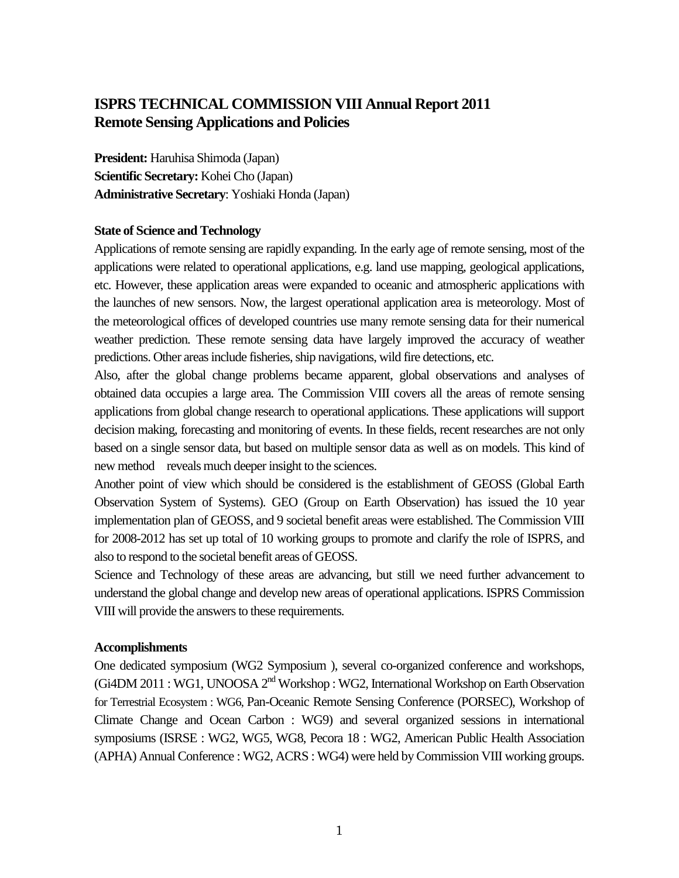# ISPRS TECHNICAL COMMISSION VIII Annual Report 2011
# Remote Sensing Applications and Policies

**President:** Haruhisa Shimoda (Japan)
**Scientific Secretary:** Kohei Cho (Japan)
**Administrative Secretary**: Yoshiaki Honda (Japan)

## State of Science and Technology

Applications of remote sensing are rapidly expanding. In the early age of remote sensing, most of the applications were related to operational applications, e.g. land use mapping, geological applications, etc. However, these application areas were expanded to oceanic and atmospheric applications with the launches of new sensors. Now, the largest operational application area is meteorology. Most of the meteorological offices of developed countries use many remote sensing data for their numerical weather prediction. These remote sensing data have largely improved the accuracy of weather predictions. Other areas include fisheries, ship navigations, wild fire detections, etc.

Also, after the global change problems became apparent, global observations and analyses of obtained data occupies a large area. The Commission VIII covers all the areas of remote sensing applications from global change research to operational applications. These applications will support decision making, forecasting and monitoring of events. In these fields, recent researches are not only based on a single sensor data, but based on multiple sensor data as well as on models. This kind of new method reveals much deeper insight to the sciences.

Another point of view which should be considered is the establishment of GEOSS (Global Earth Observation System of Systems). GEO (Group on Earth Observation) has issued the 10 year implementation plan of GEOSS, and 9 societal benefit areas were established. The Commission VIII for 2008-2012 has set up total of 10 working groups to promote and clarify the role of ISPRS, and also to respond to the societal benefit areas of GEOSS.

Science and Technology of these areas are advancing, but still we need further advancement to understand the global change and develop new areas of operational applications. ISPRS Commission VIII will provide the answers to these requirements.

## Accomplishments

One dedicated symposium (WG2 Symposium ), several co-organized conference and workshops, (Gi4DM 2011 : WG1, UNOOSA 2nd Workshop : WG2, International Workshop on Earth Observation for Terrestrial Ecosystem : WG6, Pan-Oceanic Remote Sensing Conference (PORSEC), Workshop of Climate Change and Ocean Carbon : WG9) and several organized sessions in international symposiums (ISRSE : WG2, WG5, WG8, Pecora 18 : WG2, American Public Health Association (APHA) Annual Conference : WG2, ACRS : WG4) were held by Commission VIII working groups.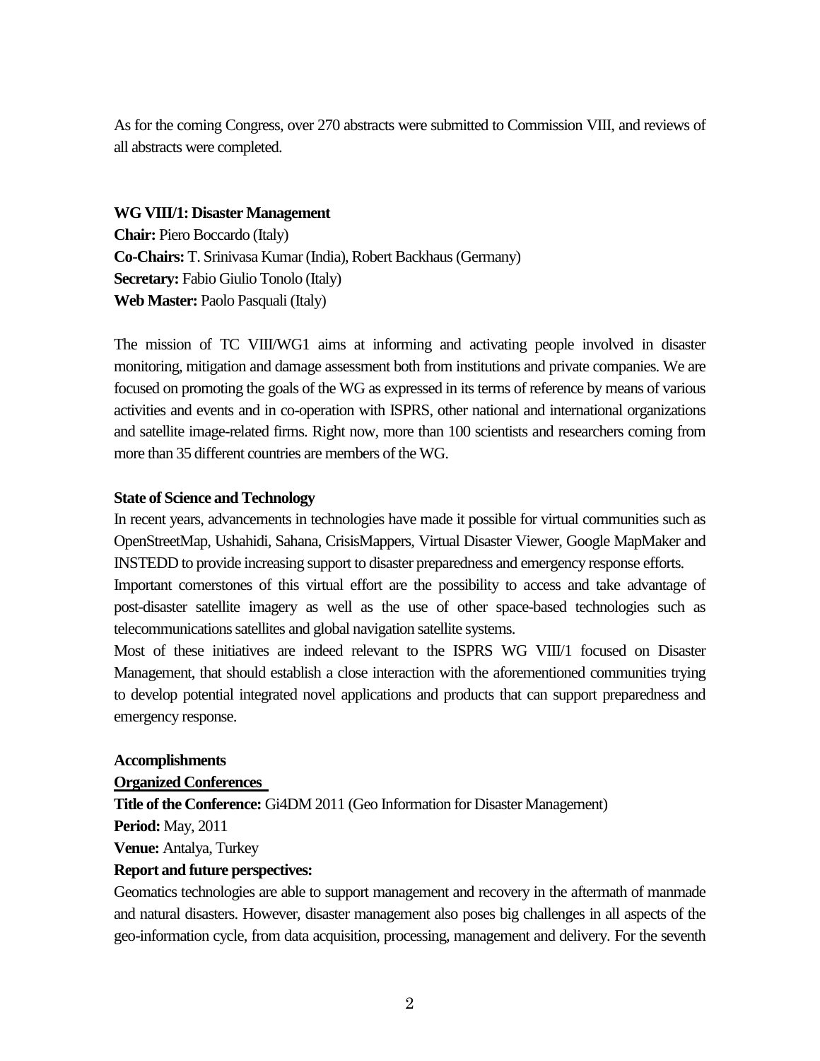As for the coming Congress, over 270 abstracts were submitted to Commission VIII, and reviews of all abstracts were completed.

**WG VIII/1: Disaster Management**
**Chair:** Piero Boccardo (Italy)
**Co-Chairs:** T. Srinivasa Kumar (India), Robert Backhaus (Germany)
**Secretary:** Fabio Giulio Tonolo (Italy)
**Web Master:** Paolo Pasquali (Italy)

The mission of TC VIII/WG1 aims at informing and activating people involved in disaster monitoring, mitigation and damage assessment both from institutions and private companies. We are focused on promoting the goals of the WG as expressed in its terms of reference by means of various activities and events and in co-operation with ISPRS, other national and international organizations and satellite image-related firms. Right now, more than 100 scientists and researchers coming from more than 35 different countries are members of the WG.

**State of Science and Technology**
In recent years, advancements in technologies have made it possible for virtual communities such as OpenStreetMap, Ushahidi, Sahana, CrisisMappers, Virtual Disaster Viewer, Google MapMaker and INSTEDD to provide increasing support to disaster preparedness and emergency response efforts.
Important cornerstones of this virtual effort are the possibility to access and take advantage of post-disaster satellite imagery as well as the use of other space-based technologies such as telecommunications satellites and global navigation satellite systems.
Most of these initiatives are indeed relevant to the ISPRS WG VIII/1 focused on Disaster Management, that should establish a close interaction with the aforementioned communities trying to develop potential integrated novel applications and products that can support preparedness and emergency response.

**Accomplishments**
**Organized Conferences**
**Title of the Conference:** Gi4DM 2011 (Geo Information for Disaster Management)
**Period:** May, 2011
**Venue:** Antalya, Turkey
**Report and future perspectives:**
Geomatics technologies are able to support management and recovery in the aftermath of manmade and natural disasters. However, disaster management also poses big challenges in all aspects of the geo-information cycle, from data acquisition, processing, management and delivery. For the seventh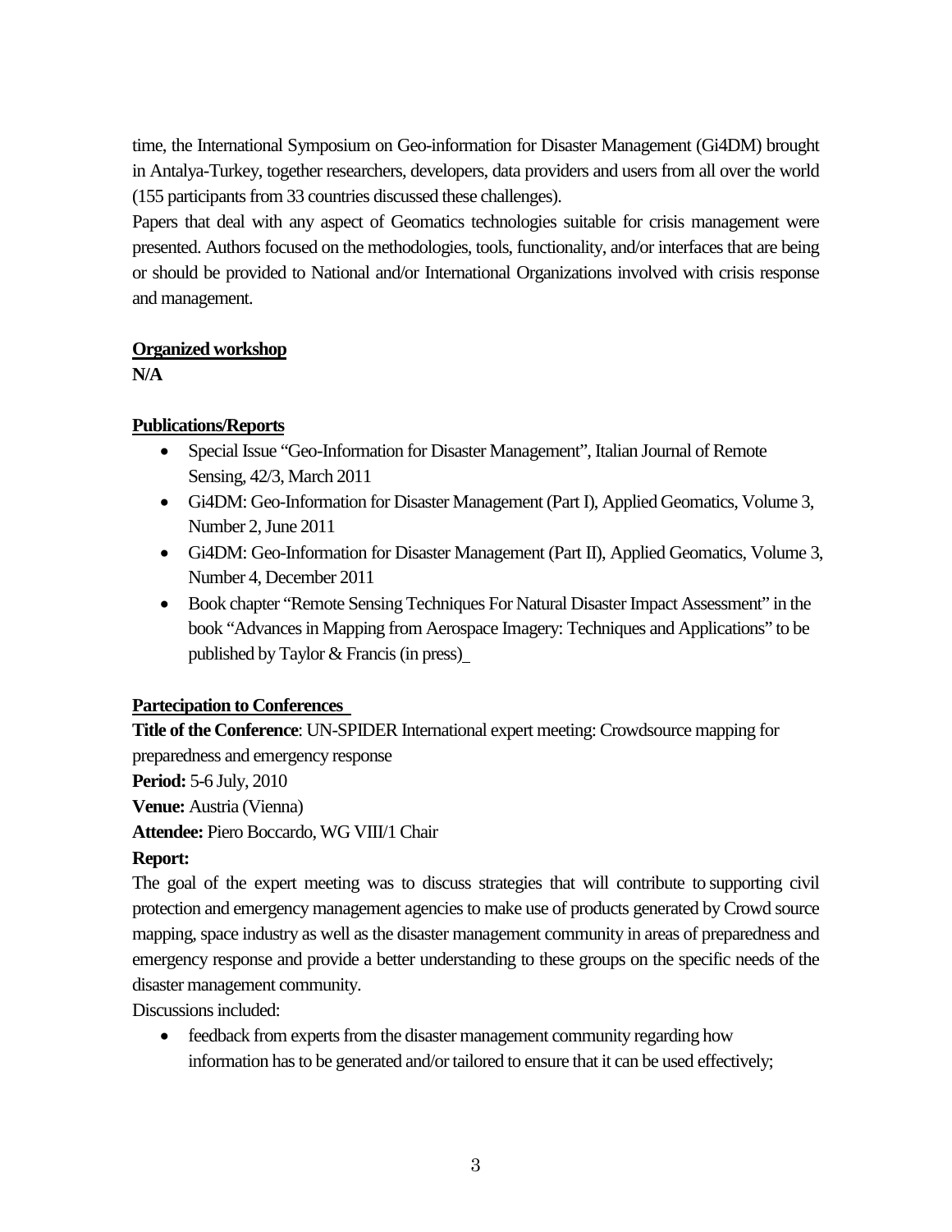time, the International Symposium on Geo-information for Disaster Management (Gi4DM) brought in Antalya-Turkey, together researchers, developers, data providers and users from all over the world (155 participants from 33 countries discussed these challenges).

Papers that deal with any aspect of Geomatics technologies suitable for crisis management were presented. Authors focused on the methodologies, tools, functionality, and/or interfaces that are being or should be provided to National and/or International Organizations involved with crisis response and management.

**Organized workshop**

**N/A**

**Publications/Reports**

- Special Issue "Geo-Information for Disaster Management", Italian Journal of Remote Sensing, 42/3, March 2011
- Gi4DM: Geo-Information for Disaster Management (Part I), Applied Geomatics, Volume 3, Number 2, June 2011
- Gi4DM: Geo-Information for Disaster Management (Part II), Applied Geomatics, Volume 3, Number 4, December 2011
- Book chapter "Remote Sensing Techniques For Natural Disaster Impact Assessment" in the book "Advances in Mapping from Aerospace Imagery: Techniques and Applications" to be published by Taylor & Francis (in press)

**Partecipation to Conferences**

**Title of the Conference**: UN-SPIDER International expert meeting: Crowdsource mapping for preparedness and emergency response

**Period:** 5-6 July, 2010

**Venue:** Austria (Vienna)

**Attendee:** Piero Boccardo, WG VIII/1 Chair

**Report:**

The goal of the expert meeting was to discuss strategies that will contribute to supporting civil protection and emergency management agencies to make use of products generated by Crowd source mapping, space industry as well as the disaster management community in areas of preparedness and emergency response and provide a better understanding to these groups on the specific needs of the disaster management community.

Discussions included:

- feedback from experts from the disaster management community regarding how information has to be generated and/or tailored to ensure that it can be used effectively;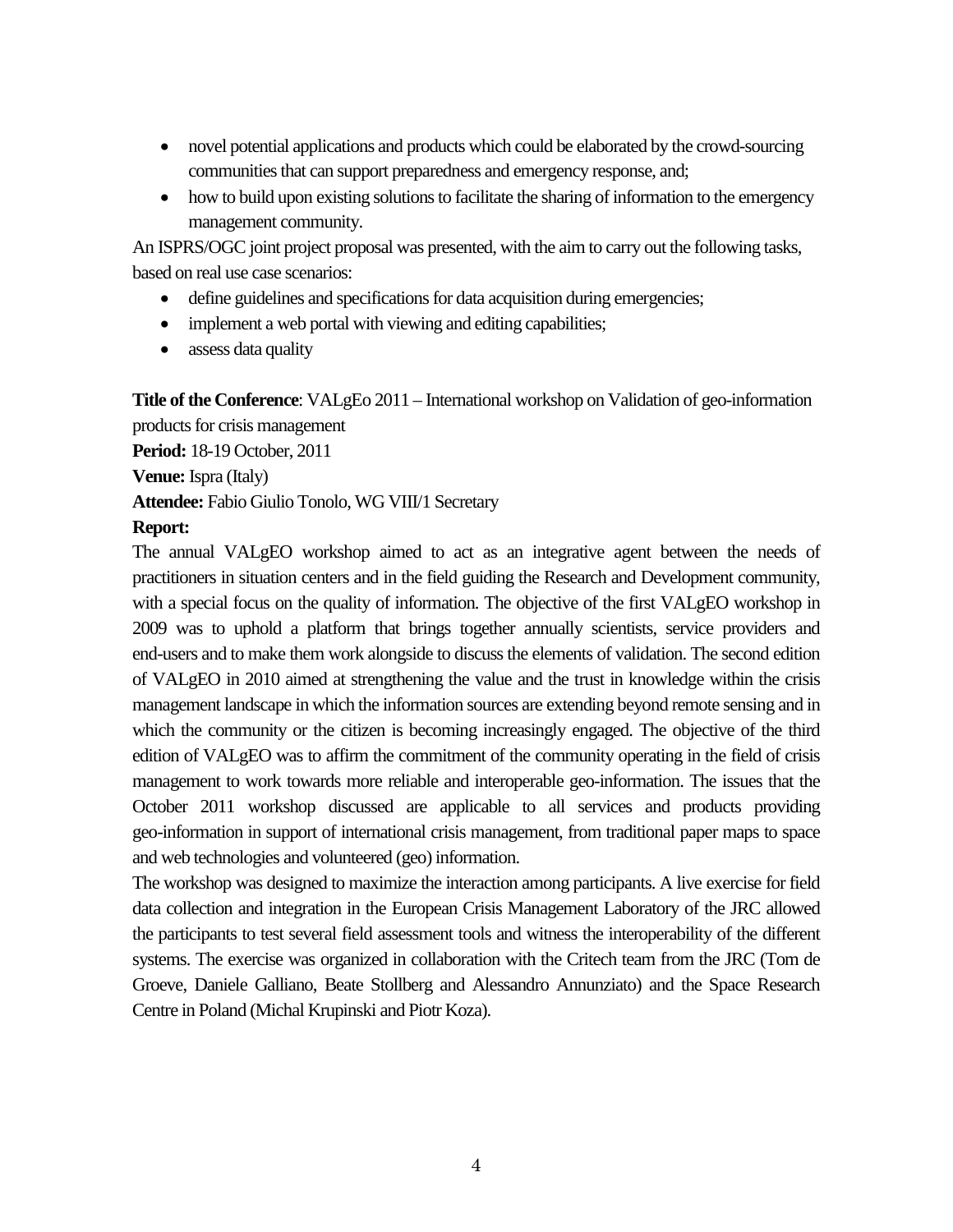- novel potential applications and products which could be elaborated by the crowd-sourcing communities that can support preparedness and emergency response, and;
- how to build upon existing solutions to facilitate the sharing of information to the emergency management community.

An ISPRS/OGC joint project proposal was presented, with the aim to carry out the following tasks, based on real use case scenarios:

- define guidelines and specifications for data acquisition during emergencies;
- implement a web portal with viewing and editing capabilities;
- assess data quality

**Title of the Conference**: VALgEo 2011 – International workshop on Validation of geo-information products for crisis management

**Period:** 18-19 October, 2011

**Venue:** Ispra (Italy)

**Attendee:** Fabio Giulio Tonolo, WG VIII/1 Secretary

**Report:**

The annual VALgEO workshop aimed to act as an integrative agent between the needs of practitioners in situation centers and in the field guiding the Research and Development community, with a special focus on the quality of information. The objective of the first VALgEO workshop in 2009 was to uphold a platform that brings together annually scientists, service providers and end-users and to make them work alongside to discuss the elements of validation. The second edition of VALgEO in 2010 aimed at strengthening the value and the trust in knowledge within the crisis management landscape in which the information sources are extending beyond remote sensing and in which the community or the citizen is becoming increasingly engaged. The objective of the third edition of VALgEO was to affirm the commitment of the community operating in the field of crisis management to work towards more reliable and interoperable geo-information. The issues that the October 2011 workshop discussed are applicable to all services and products providing geo-information in support of international crisis management, from traditional paper maps to space and web technologies and volunteered (geo) information.

The workshop was designed to maximize the interaction among participants. A live exercise for field data collection and integration in the European Crisis Management Laboratory of the JRC allowed the participants to test several field assessment tools and witness the interoperability of the different systems. The exercise was organized in collaboration with the Critech team from the JRC (Tom de Groeve, Daniele Galliano, Beate Stollberg and Alessandro Annunziato) and the Space Research Centre in Poland (Michal Krupinski and Piotr Koza).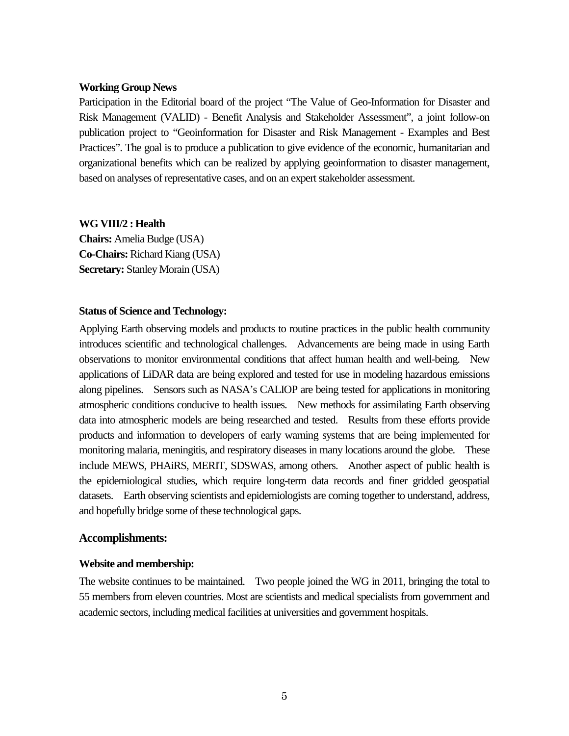**Working Group News**

Participation in the Editorial board of the project "The Value of Geo-Information for Disaster and Risk Management (VALID) - Benefit Analysis and Stakeholder Assessment", a joint follow-on publication project to "Geoinformation for Disaster and Risk Management - Examples and Best Practices". The goal is to produce a publication to give evidence of the economic, humanitarian and organizational benefits which can be realized by applying geoinformation to disaster management, based on analyses of representative cases, and on an expert stakeholder assessment.

**WG VIII/2 : Health**

**Chairs:** Amelia Budge (USA)
**Co-Chairs:** Richard Kiang (USA)
**Secretary:** Stanley Morain (USA)

**Status of Science and Technology:**

Applying Earth observing models and products to routine practices in the public health community introduces scientific and technological challenges. Advancements are being made in using Earth observations to monitor environmental conditions that affect human health and well-being. New applications of LiDAR data are being explored and tested for use in modeling hazardous emissions along pipelines. Sensors such as NASA's CALIOP are being tested for applications in monitoring atmospheric conditions conducive to health issues. New methods for assimilating Earth observing data into atmospheric models are being researched and tested. Results from these efforts provide products and information to developers of early warning systems that are being implemented for monitoring malaria, meningitis, and respiratory diseases in many locations around the globe. These include MEWS, PHAiRS, MERIT, SDSWAS, among others. Another aspect of public health is the epidemiological studies, which require long-term data records and finer gridded geospatial datasets. Earth observing scientists and epidemiologists are coming together to understand, address, and hopefully bridge some of these technological gaps.

## Accomplishments:

**Website and membership:**

The website continues to be maintained. Two people joined the WG in 2011, bringing the total to 55 members from eleven countries. Most are scientists and medical specialists from government and academic sectors, including medical facilities at universities and government hospitals.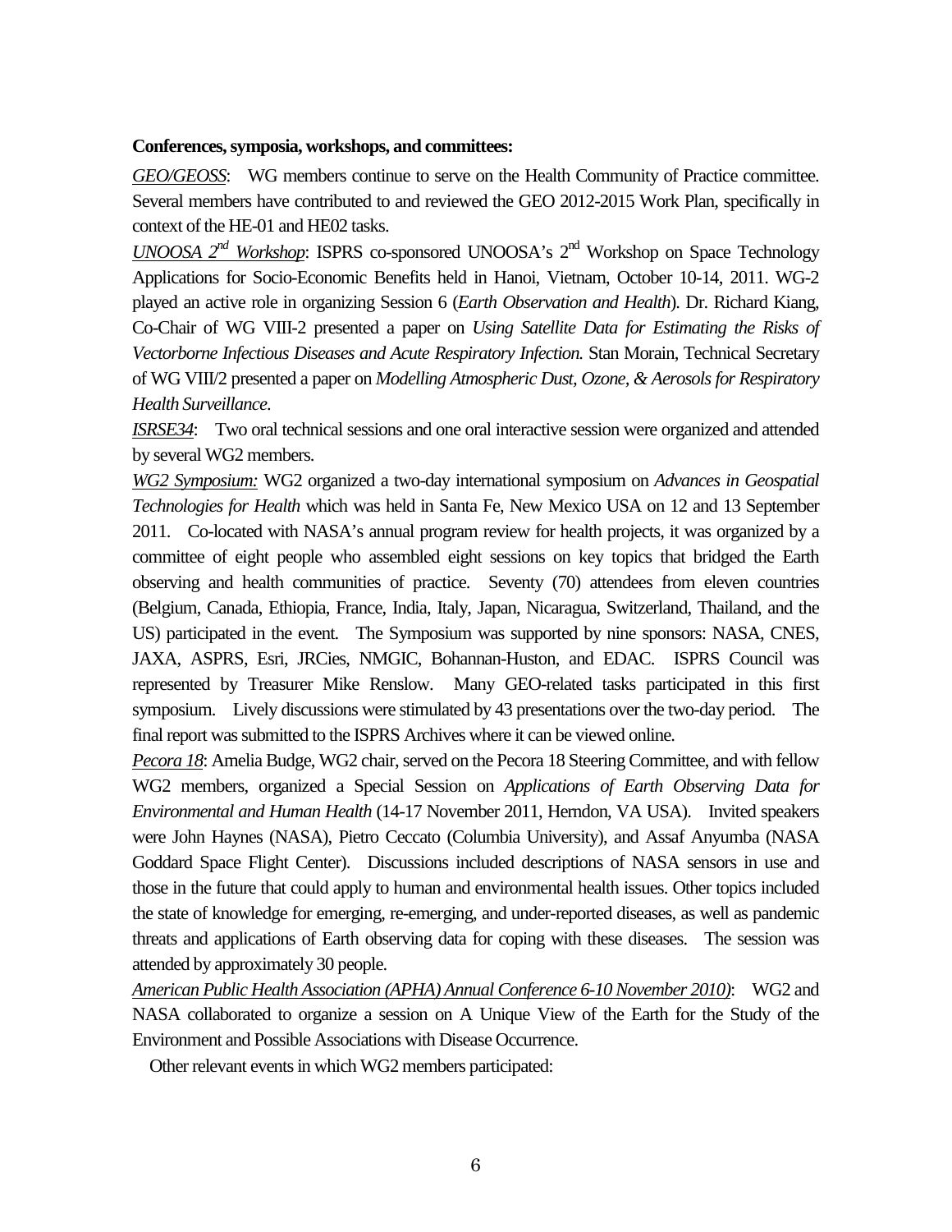**Conferences, symposia, workshops, and committees:**

<u>*GEO/GEOSS*</u>: WG members continue to serve on the Health Community of Practice committee. Several members have contributed to and reviewed the GEO 2012-2015 Work Plan, specifically in context of the HE-01 and HE02 tasks.

<u>*UNOOSA 2nd Workshop*</u>: ISPRS co-sponsored UNOOSA's 2nd Workshop on Space Technology Applications for Socio-Economic Benefits held in Hanoi, Vietnam, October 10-14, 2011. WG-2 played an active role in organizing Session 6 (*Earth Observation and Health*). Dr. Richard Kiang, Co-Chair of WG VIII-2 presented a paper on *Using Satellite Data for Estimating the Risks of Vectorborne Infectious Diseases and Acute Respiratory Infection.* Stan Morain, Technical Secretary of WG VIII/2 presented a paper on *Modelling Atmospheric Dust, Ozone, & Aerosols for Respiratory Health Surveillance*.

<u>*ISRSE34*</u>: Two oral technical sessions and one oral interactive session were organized and attended by several WG2 members.

<u>*WG2 Symposium:*</u> WG2 organized a two-day international symposium on *Advances in Geospatial Technologies for Health* which was held in Santa Fe, New Mexico USA on 12 and 13 September 2011. Co-located with NASA's annual program review for health projects, it was organized by a committee of eight people who assembled eight sessions on key topics that bridged the Earth observing and health communities of practice. Seventy (70) attendees from eleven countries (Belgium, Canada, Ethiopia, France, India, Italy, Japan, Nicaragua, Switzerland, Thailand, and the US) participated in the event. The Symposium was supported by nine sponsors: NASA, CNES, JAXA, ASPRS, Esri, JRCies, NMGIC, Bohannan-Huston, and EDAC. ISPRS Council was represented by Treasurer Mike Renslow. Many GEO-related tasks participated in this first symposium. Lively discussions were stimulated by 43 presentations over the two-day period. The final report was submitted to the ISPRS Archives where it can be viewed online.

<u>*Pecora 18*</u>: Amelia Budge, WG2 chair, served on the Pecora 18 Steering Committee, and with fellow WG2 members, organized a Special Session on *Applications of Earth Observing Data for Environmental and Human Health* (14-17 November 2011, Herndon, VA USA). Invited speakers were John Haynes (NASA), Pietro Ceccato (Columbia University), and Assaf Anyumba (NASA Goddard Space Flight Center). Discussions included descriptions of NASA sensors in use and those in the future that could apply to human and environmental health issues. Other topics included the state of knowledge for emerging, re-emerging, and under-reported diseases, as well as pandemic threats and applications of Earth observing data for coping with these diseases. The session was attended by approximately 30 people.

<u>*American Public Health Association (APHA) Annual Conference 6-10 November 2010)*</u>: WG2 and NASA collaborated to organize a session on A Unique View of the Earth for the Study of the Environment and Possible Associations with Disease Occurrence.

Other relevant events in which WG2 members participated: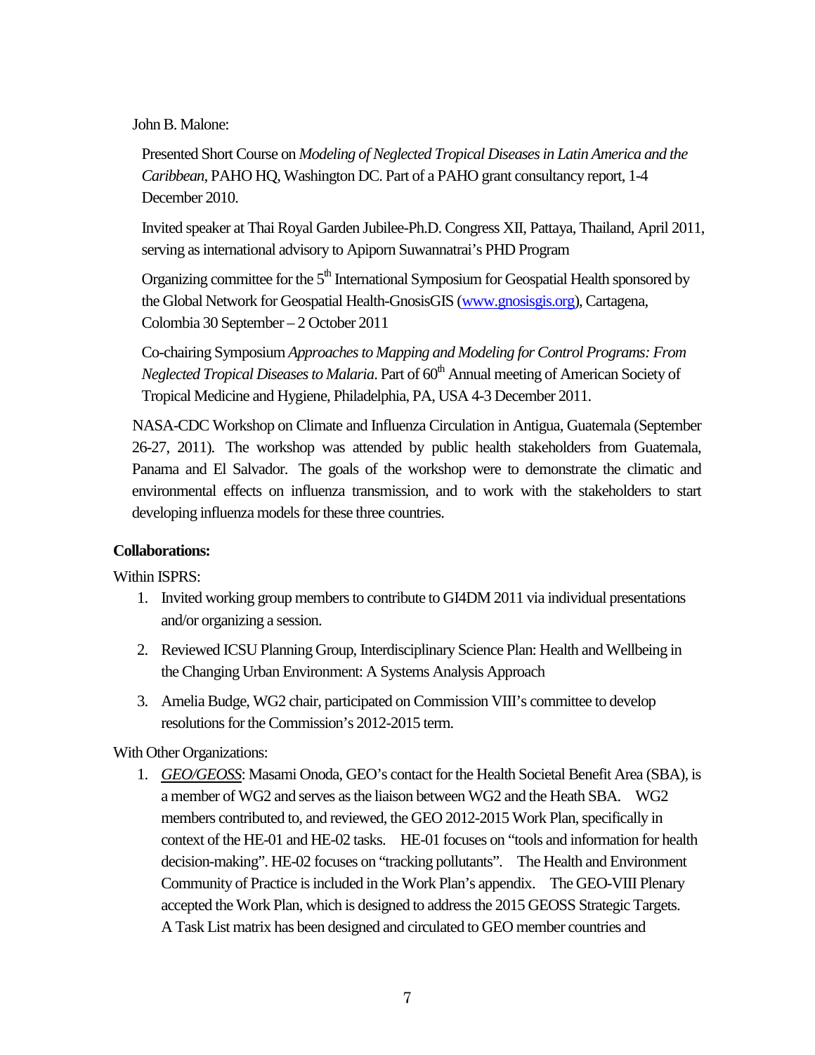John B. Malone:

Presented Short Course on *Modeling of Neglected Tropical Diseases in Latin America and the Caribbean*, PAHO HQ, Washington DC. Part of a PAHO grant consultancy report, 1-4 December 2010.

Invited speaker at Thai Royal Garden Jubilee-Ph.D. Congress XII, Pattaya, Thailand, April 2011, serving as international advisory to Apiporn Suwannatrai's PHD Program

Organizing committee for the 5th International Symposium for Geospatial Health sponsored by the Global Network for Geospatial Health-GnosisGIS (www.gnosisgis.org), Cartagena, Colombia 30 September – 2 October 2011

Co-chairing Symposium *Approaches to Mapping and Modeling for Control Programs: From Neglected Tropical Diseases to Malaria*. Part of 60th Annual meeting of American Society of Tropical Medicine and Hygiene, Philadelphia, PA, USA 4-3 December 2011.

NASA-CDC Workshop on Climate and Influenza Circulation in Antigua, Guatemala (September 26-27, 2011). The workshop was attended by public health stakeholders from Guatemala, Panama and El Salvador. The goals of the workshop were to demonstrate the climatic and environmental effects on influenza transmission, and to work with the stakeholders to start developing influenza models for these three countries.

**Collaborations:**

Within ISPRS:

1. Invited working group members to contribute to GI4DM 2011 via individual presentations and/or organizing a session.
2. Reviewed ICSU Planning Group, Interdisciplinary Science Plan: Health and Wellbeing in the Changing Urban Environment: A Systems Analysis Approach
3. Amelia Budge, WG2 chair, participated on Commission VIII's committee to develop resolutions for the Commission's 2012-2015 term.

With Other Organizations:

1. *GEO/GEOSS*: Masami Onoda, GEO's contact for the Health Societal Benefit Area (SBA), is a member of WG2 and serves as the liaison between WG2 and the Heath SBA. WG2 members contributed to, and reviewed, the GEO 2012-2015 Work Plan, specifically in context of the HE-01 and HE-02 tasks. HE-01 focuses on "tools and information for health decision-making". HE-02 focuses on "tracking pollutants". The Health and Environment Community of Practice is included in the Work Plan's appendix. The GEO-VIII Plenary accepted the Work Plan, which is designed to address the 2015 GEOSS Strategic Targets. A Task List matrix has been designed and circulated to GEO member countries and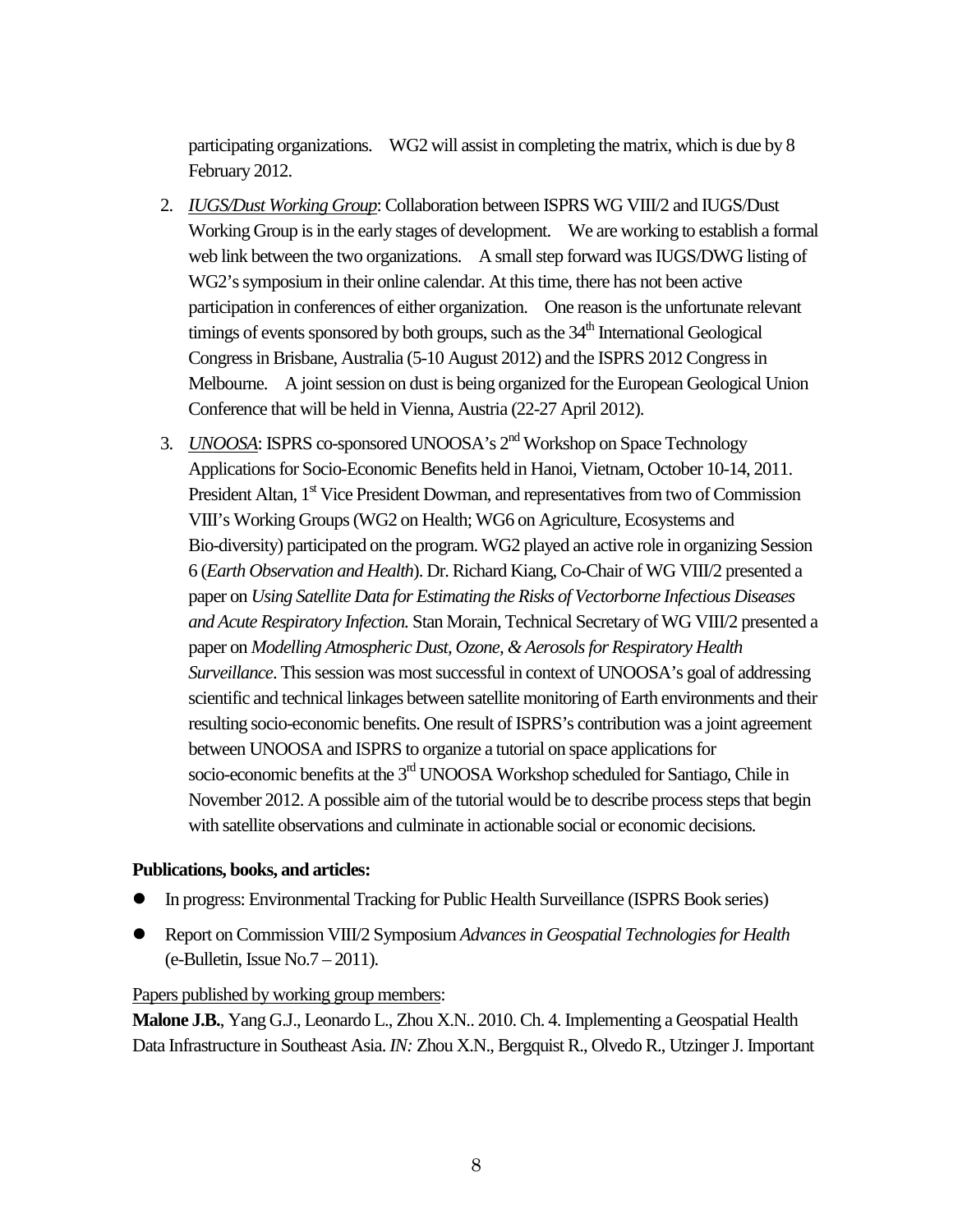participating organizations. WG2 will assist in completing the matrix, which is due by 8 February 2012.

2. *IUGS/Dust Working Group*: Collaboration between ISPRS WG VIII/2 and IUGS/Dust Working Group is in the early stages of development. We are working to establish a formal web link between the two organizations. A small step forward was IUGS/DWG listing of WG2's symposium in their online calendar. At this time, there has not been active participation in conferences of either organization. One reason is the unfortunate relevant timings of events sponsored by both groups, such as the 34th International Geological Congress in Brisbane, Australia (5-10 August 2012) and the ISPRS 2012 Congress in Melbourne. A joint session on dust is being organized for the European Geological Union Conference that will be held in Vienna, Austria (22-27 April 2012).

3. *UNOOSA*: ISPRS co-sponsored UNOOSA's 2nd Workshop on Space Technology Applications for Socio-Economic Benefits held in Hanoi, Vietnam, October 10-14, 2011. President Altan, 1st Vice President Dowman, and representatives from two of Commission VIII's Working Groups (WG2 on Health; WG6 on Agriculture, Ecosystems and Bio-diversity) participated on the program. WG2 played an active role in organizing Session 6 (*Earth Observation and Health*). Dr. Richard Kiang, Co-Chair of WG VIII/2 presented a paper on *Using Satellite Data for Estimating the Risks of Vectorborne Infectious Diseases and Acute Respiratory Infection.* Stan Morain, Technical Secretary of WG VIII/2 presented a paper on *Modelling Atmospheric Dust, Ozone, & Aerosols for Respiratory Health Surveillance*. This session was most successful in context of UNOOSA's goal of addressing scientific and technical linkages between satellite monitoring of Earth environments and their resulting socio-economic benefits. One result of ISPRS's contribution was a joint agreement between UNOOSA and ISPRS to organize a tutorial on space applications for socio-economic benefits at the 3rd UNOOSA Workshop scheduled for Santiago, Chile in November 2012. A possible aim of the tutorial would be to describe process steps that begin with satellite observations and culminate in actionable social or economic decisions.

**Publications, books, and articles:**

- In progress: Environmental Tracking for Public Health Surveillance (ISPRS Book series)
- Report on Commission VIII/2 Symposium *Advances in Geospatial Technologies for Health* (e-Bulletin, Issue No.7 – 2011).

Papers published by working group members:

**Malone J.B.**, Yang G.J., Leonardo L., Zhou X.N.. 2010. Ch. 4. Implementing a Geospatial Health Data Infrastructure in Southeast Asia. *IN:* Zhou X.N., Bergquist R., Olvedo R., Utzinger J. Important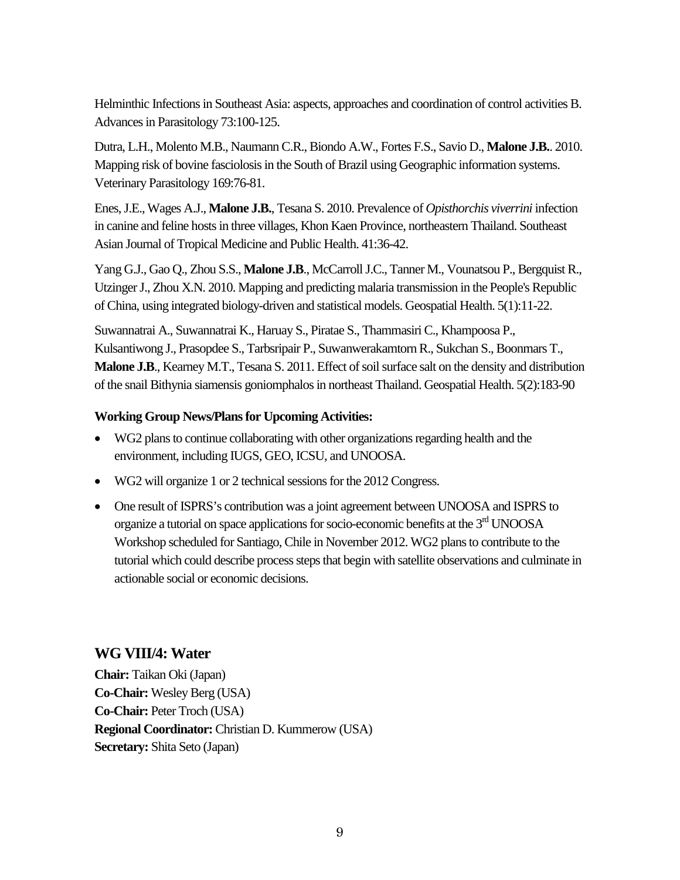Helminthic Infections in Southeast Asia: aspects, approaches and coordination of control activities B. Advances in Parasitology 73:100-125.

Dutra, L.H., Molento M.B., Naumann C.R., Biondo A.W., Fortes F.S., Savio D., **Malone J.B.**. 2010. Mapping risk of bovine fasciolosis in the South of Brazil using Geographic information systems. Veterinary Parasitology 169:76-81.

Enes, J.E., Wages A.J., **Malone J.B.**, Tesana S. 2010. Prevalence of *Opisthorchis viverrini* infection in canine and feline hosts in three villages, Khon Kaen Province, northeastern Thailand. Southeast Asian Journal of Tropical Medicine and Public Health. 41:36-42.

Yang G.J., Gao Q., Zhou S.S., **Malone J.B**., McCarroll J.C., Tanner M., Vounatsou P., Bergquist R., Utzinger J., Zhou X.N. 2010. Mapping and predicting malaria transmission in the People's Republic of China, using integrated biology-driven and statistical models. Geospatial Health. 5(1):11-22.

Suwannatrai A., Suwannatrai K., Haruay S., Piratae S., Thammasiri C., Khampoosa P., Kulsantiwong J., Prasopdee S., Tarbsripair P., Suwanwerakamtorn R., Sukchan S., Boonmars T., **Malone J.B**., Kearney M.T., Tesana S. 2011. Effect of soil surface salt on the density and distribution of the snail Bithynia siamensis goniomphalos in northeast Thailand. Geospatial Health. 5(2):183-90

**Working Group News/Plans for Upcoming Activities:**

- WG2 plans to continue collaborating with other organizations regarding health and the environment, including IUGS, GEO, ICSU, and UNOOSA.
- WG2 will organize 1 or 2 technical sessions for the 2012 Congress.
- One result of ISPRS's contribution was a joint agreement between UNOOSA and ISPRS to organize a tutorial on space applications for socio-economic benefits at the 3rd UNOOSA Workshop scheduled for Santiago, Chile in November 2012. WG2 plans to contribute to the tutorial which could describe process steps that begin with satellite observations and culminate in actionable social or economic decisions.

## WG VIII/4: Water

**Chair:** Taikan Oki (Japan)
**Co-Chair:** Wesley Berg (USA)
**Co-Chair:** Peter Troch (USA)
**Regional Coordinator:** Christian D. Kummerow (USA)
**Secretary:** Shita Seto (Japan)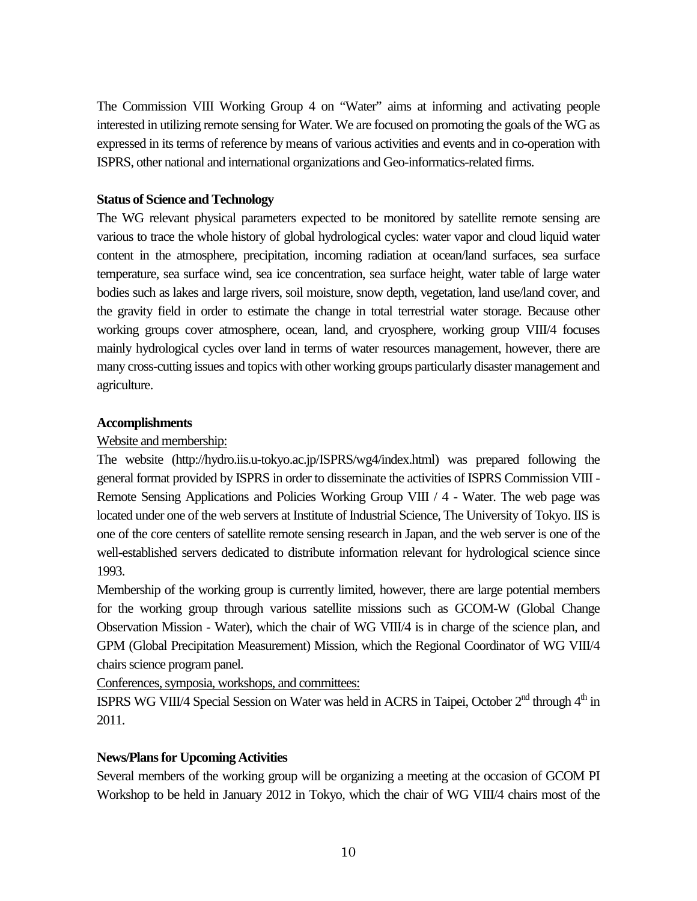The Commission VIII Working Group 4 on "Water" aims at informing and activating people interested in utilizing remote sensing for Water. We are focused on promoting the goals of the WG as expressed in its terms of reference by means of various activities and events and in co-operation with ISPRS, other national and international organizations and Geo-informatics-related firms.

**Status of Science and Technology**

The WG relevant physical parameters expected to be monitored by satellite remote sensing are various to trace the whole history of global hydrological cycles: water vapor and cloud liquid water content in the atmosphere, precipitation, incoming radiation at ocean/land surfaces, sea surface temperature, sea surface wind, sea ice concentration, sea surface height, water table of large water bodies such as lakes and large rivers, soil moisture, snow depth, vegetation, land use/land cover, and the gravity field in order to estimate the change in total terrestrial water storage. Because other working groups cover atmosphere, ocean, land, and cryosphere, working group VIII/4 focuses mainly hydrological cycles over land in terms of water resources management, however, there are many cross-cutting issues and topics with other working groups particularly disaster management and agriculture.

**Accomplishments**

<u>Website and membership:</u>

The website (http://hydro.iis.u-tokyo.ac.jp/ISPRS/wg4/index.html) was prepared following the general format provided by ISPRS in order to disseminate the activities of ISPRS Commission VIII - Remote Sensing Applications and Policies Working Group VIII / 4 - Water. The web page was located under one of the web servers at Institute of Industrial Science, The University of Tokyo. IIS is one of the core centers of satellite remote sensing research in Japan, and the web server is one of the well-established servers dedicated to distribute information relevant for hydrological science since 1993.

Membership of the working group is currently limited, however, there are large potential members for the working group through various satellite missions such as GCOM-W (Global Change Observation Mission - Water), which the chair of WG VIII/4 is in charge of the science plan, and GPM (Global Precipitation Measurement) Mission, which the Regional Coordinator of WG VIII/4 chairs science program panel.

<u>Conferences, symposia, workshops, and committees:</u>

ISPRS WG VIII/4 Special Session on Water was held in ACRS in Taipei, October 2nd through 4th in 2011.

**News/Plans for Upcoming Activities**

Several members of the working group will be organizing a meeting at the occasion of GCOM PI Workshop to be held in January 2012 in Tokyo, which the chair of WG VIII/4 chairs most of the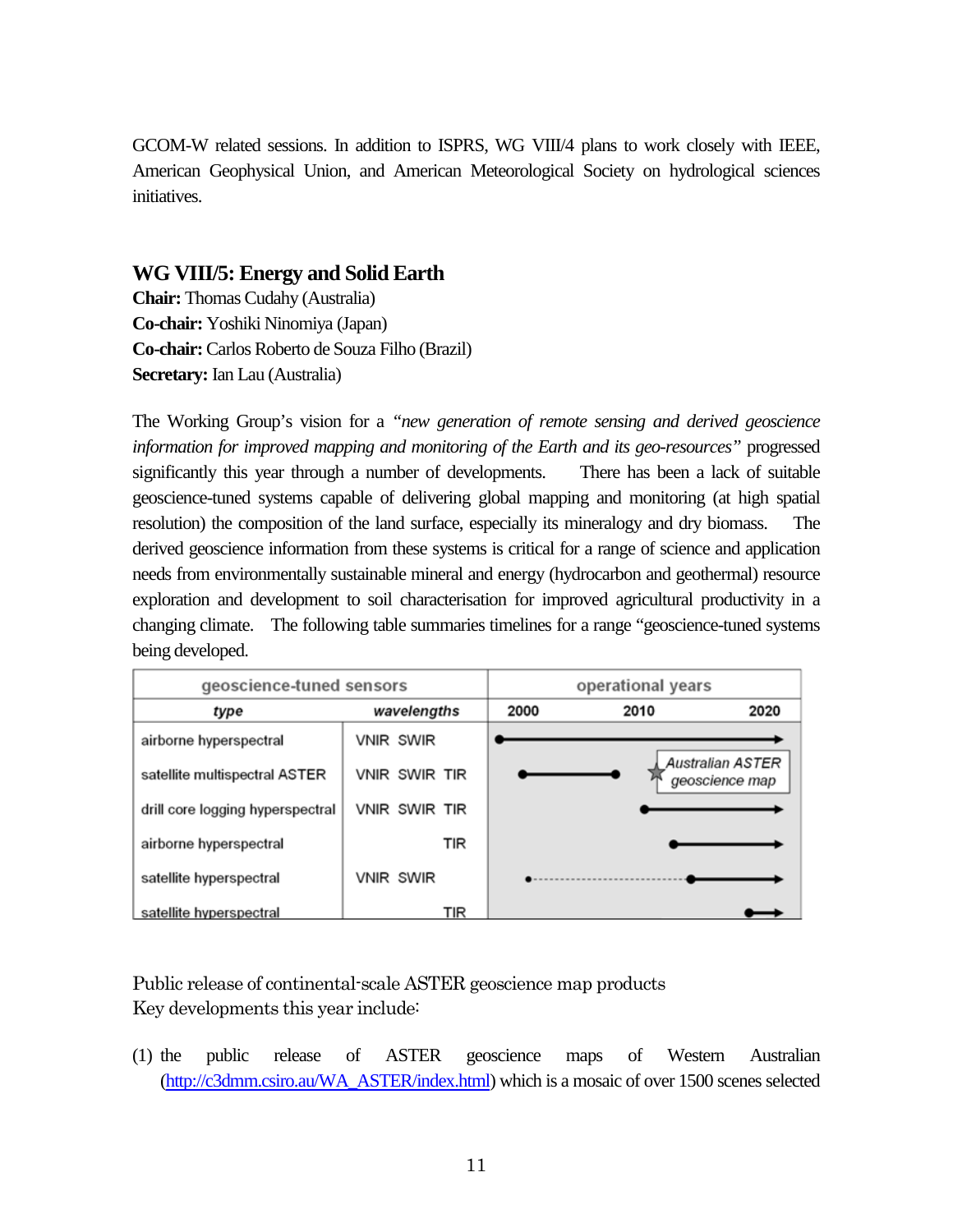GCOM-W related sessions. In addition to ISPRS, WG VIII/4 plans to work closely with IEEE, American Geophysical Union, and American Meteorological Society on hydrological sciences initiatives.

## WG VIII/5: Energy and Solid Earth

**Chair:** Thomas Cudahy (Australia)
**Co-chair:** Yoshiki Ninomiya (Japan)
**Co-chair:** Carlos Roberto de Souza Filho (Brazil)
**Secretary:** Ian Lau (Australia)

The Working Group's vision for a *"new generation of remote sensing and derived geoscience information for improved mapping and monitoring of the Earth and its geo-resources"* progressed significantly this year through a number of developments. There has been a lack of suitable geoscience-tuned systems capable of delivering global mapping and monitoring (at high spatial resolution) the composition of the land surface, especially its mineralogy and dry biomass. The derived geoscience information from these systems is critical for a range of science and application needs from environmentally sustainable mineral and energy (hydrocarbon and geothermal) resource exploration and development to soil characterisation for improved agricultural productivity in a changing climate. The following table summaries timelines for a range "geoscience-tuned systems being developed.

| geoscience-tuned sensors | | operational years (2000 – 2010 – 2020) |
|---|---|---|
| *type* | *wavelengths* | |
| airborne hyperspectral | VNIR SWIR | ~2000 → ongoing |
| satellite multispectral ASTER | VNIR SWIR TIR | ~2000 – ~2008; ★ Australian ASTER geoscience map (~2012) |
| drill core logging hyperspectral | VNIR SWIR TIR | ~2010 → ongoing |
| airborne hyperspectral | TIR | ~2013 → ongoing |
| satellite hyperspectral | VNIR SWIR | ~2000 (dashed) – ~2015 → ongoing |
| satellite hyperspectral | TIR | ~2020 → |

Public release of continental-scale ASTER geoscience map products
Key developments this year include:

(1) the public release of ASTER geoscience maps of Western Australian (http://c3dmm.csiro.au/WA_ASTER/index.html) which is a mosaic of over 1500 scenes selected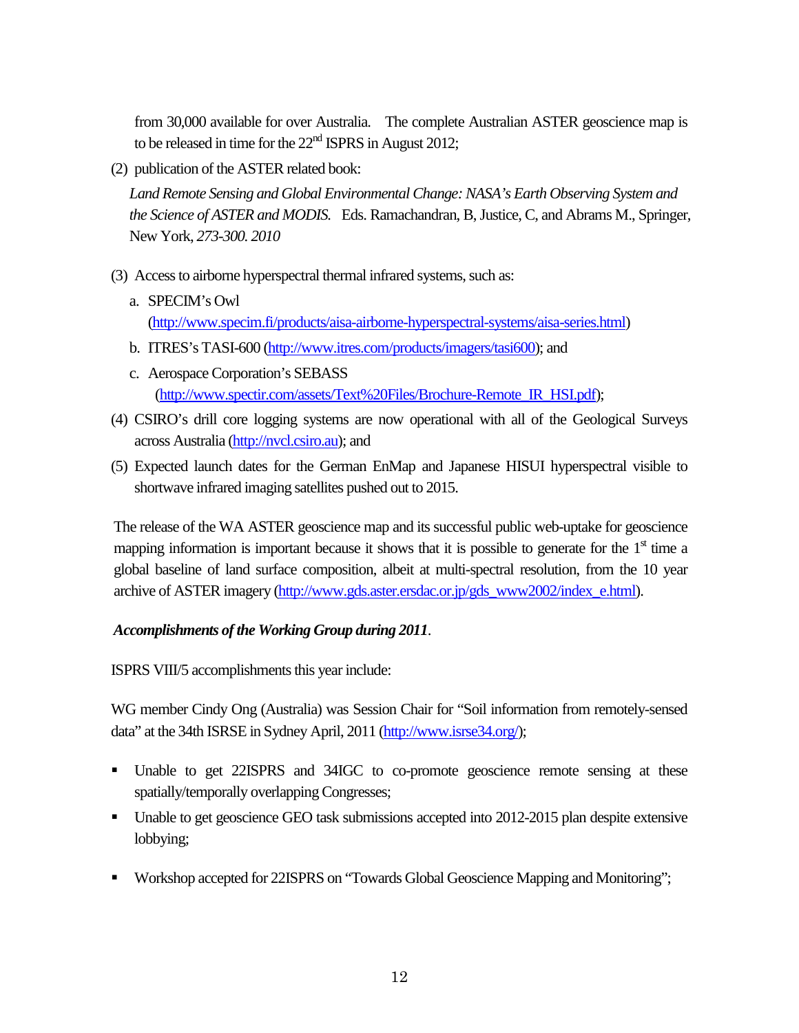from 30,000 available for over Australia. The complete Australian ASTER geoscience map is to be released in time for the 22nd ISPRS in August 2012;

(2) publication of the ASTER related book:

*Land Remote Sensing and Global Environmental Change: NASA's Earth Observing System and the Science of ASTER and MODIS.* Eds. Ramachandran, B, Justice, C, and Abrams M., Springer, New York, *273-300. 2010*

(3) Access to airborne hyperspectral thermal infrared systems, such as:

   a. SPECIM's Owl (http://www.specim.fi/products/aisa-airborne-hyperspectral-systems/aisa-series.html)
   b. ITRES's TASI-600 (http://www.itres.com/products/imagers/tasi600); and
   c. Aerospace Corporation's SEBASS (http://www.spectir.com/assets/Text%20Files/Brochure-Remote_IR_HSI.pdf);

(4) CSIRO's drill core logging systems are now operational with all of the Geological Surveys across Australia (http://nvcl.csiro.au); and

(5) Expected launch dates for the German EnMap and Japanese HISUI hyperspectral visible to shortwave infrared imaging satellites pushed out to 2015.

The release of the WA ASTER geoscience map and its successful public web-uptake for geoscience mapping information is important because it shows that it is possible to generate for the 1st time a global baseline of land surface composition, albeit at multi-spectral resolution, from the 10 year archive of ASTER imagery (http://www.gds.aster.ersdac.or.jp/gds_www2002/index_e.html).

***Accomplishments of the Working Group during 2011***.

ISPRS VIII/5 accomplishments this year include:

WG member Cindy Ong (Australia) was Session Chair for "Soil information from remotely-sensed data" at the 34th ISRSE in Sydney April, 2011 (http://www.isrse34.org/);

- Unable to get 22ISPRS and 34IGC to co-promote geoscience remote sensing at these spatially/temporally overlapping Congresses;
- Unable to get geoscience GEO task submissions accepted into 2012-2015 plan despite extensive lobbying;
- Workshop accepted for 22ISPRS on "Towards Global Geoscience Mapping and Monitoring";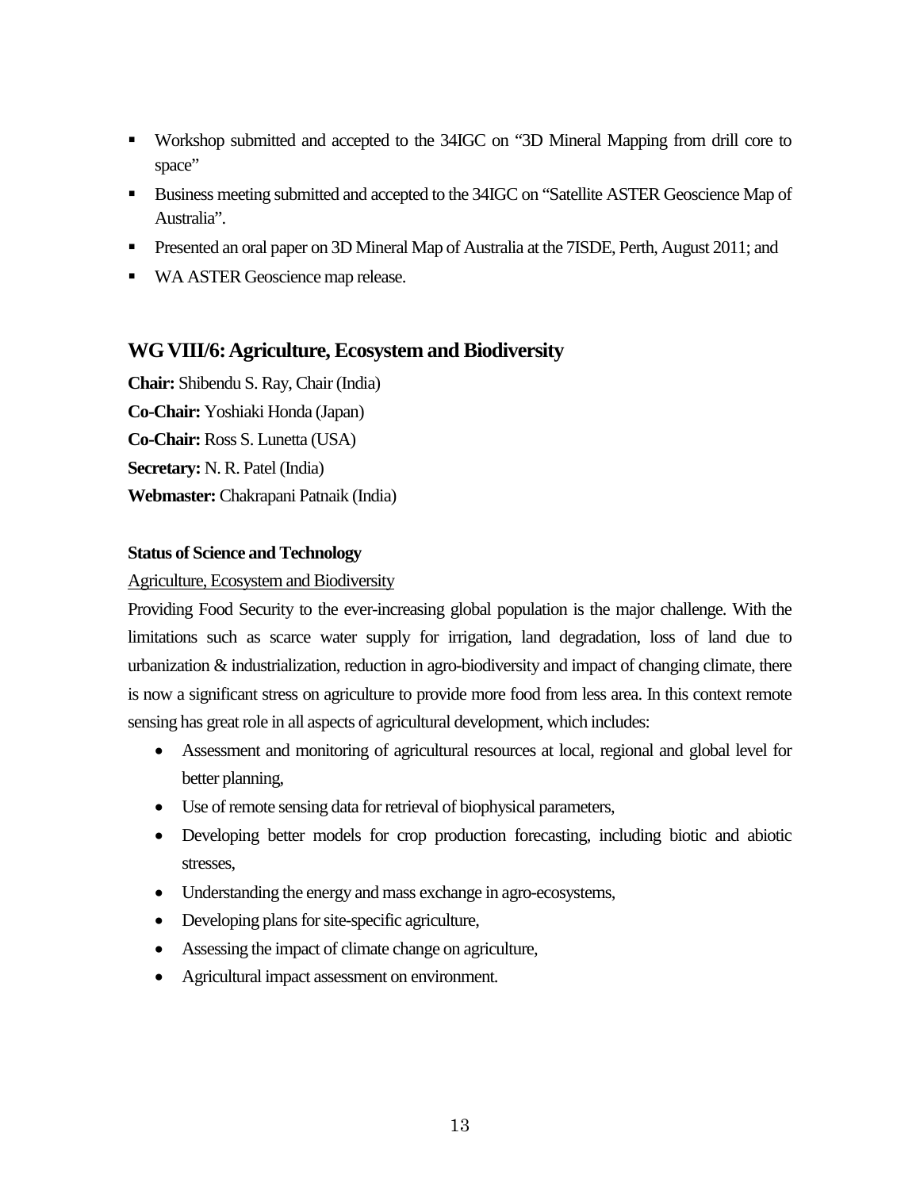- Workshop submitted and accepted to the 34IGC on "3D Mineral Mapping from drill core to space"
- Business meeting submitted and accepted to the 34IGC on "Satellite ASTER Geoscience Map of Australia".
- Presented an oral paper on 3D Mineral Map of Australia at the 7ISDE, Perth, August 2011; and
- WA ASTER Geoscience map release.

## WG VIII/6: Agriculture, Ecosystem and Biodiversity

**Chair:** Shibendu S. Ray, Chair (India)

**Co-Chair:** Yoshiaki Honda (Japan)

**Co-Chair:** Ross S. Lunetta (USA)

**Secretary:** N. R. Patel (India)

**Webmaster:** Chakrapani Patnaik (India)

**Status of Science and Technology**

Agriculture, Ecosystem and Biodiversity

Providing Food Security to the ever-increasing global population is the major challenge. With the limitations such as scarce water supply for irrigation, land degradation, loss of land due to urbanization & industrialization, reduction in agro-biodiversity and impact of changing climate, there is now a significant stress on agriculture to provide more food from less area. In this context remote sensing has great role in all aspects of agricultural development, which includes:

- Assessment and monitoring of agricultural resources at local, regional and global level for better planning,
- Use of remote sensing data for retrieval of biophysical parameters,
- Developing better models for crop production forecasting, including biotic and abiotic stresses,
- Understanding the energy and mass exchange in agro-ecosystems,
- Developing plans for site-specific agriculture,
- Assessing the impact of climate change on agriculture,
- Agricultural impact assessment on environment.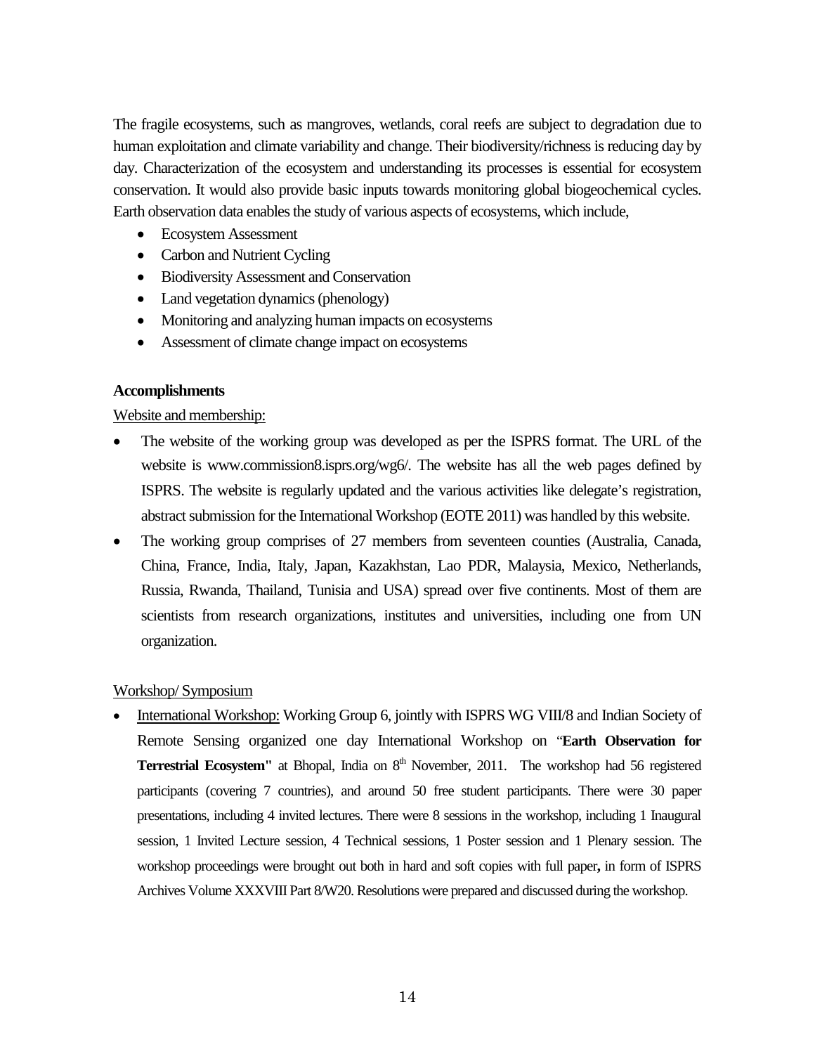The fragile ecosystems, such as mangroves, wetlands, coral reefs are subject to degradation due to human exploitation and climate variability and change. Their biodiversity/richness is reducing day by day. Characterization of the ecosystem and understanding its processes is essential for ecosystem conservation. It would also provide basic inputs towards monitoring global biogeochemical cycles. Earth observation data enables the study of various aspects of ecosystems, which include,

- Ecosystem Assessment
- Carbon and Nutrient Cycling
- Biodiversity Assessment and Conservation
- Land vegetation dynamics (phenology)
- Monitoring and analyzing human impacts on ecosystems
- Assessment of climate change impact on ecosystems

**Accomplishments**

Website and membership:

- The website of the working group was developed as per the ISPRS format. The URL of the website is www.commission8.isprs.org/wg6/. The website has all the web pages defined by ISPRS. The website is regularly updated and the various activities like delegate's registration, abstract submission for the International Workshop (EOTE 2011) was handled by this website.
- The working group comprises of 27 members from seventeen counties (Australia, Canada, China, France, India, Italy, Japan, Kazakhstan, Lao PDR, Malaysia, Mexico, Netherlands, Russia, Rwanda, Thailand, Tunisia and USA) spread over five continents. Most of them are scientists from research organizations, institutes and universities, including one from UN organization.

Workshop/ Symposium

- International Workshop: Working Group 6, jointly with ISPRS WG VIII/8 and Indian Society of Remote Sensing organized one day International Workshop on "**Earth Observation for Terrestrial Ecosystem"** at Bhopal, India on 8th November, 2011. The workshop had 56 registered participants (covering 7 countries), and around 50 free student participants. There were 30 paper presentations, including 4 invited lectures. There were 8 sessions in the workshop, including 1 Inaugural session, 1 Invited Lecture session, 4 Technical sessions, 1 Poster session and 1 Plenary session. The workshop proceedings were brought out both in hard and soft copies with full paper**,** in form of ISPRS Archives Volume XXXVIII Part 8/W20. Resolutions were prepared and discussed during the workshop.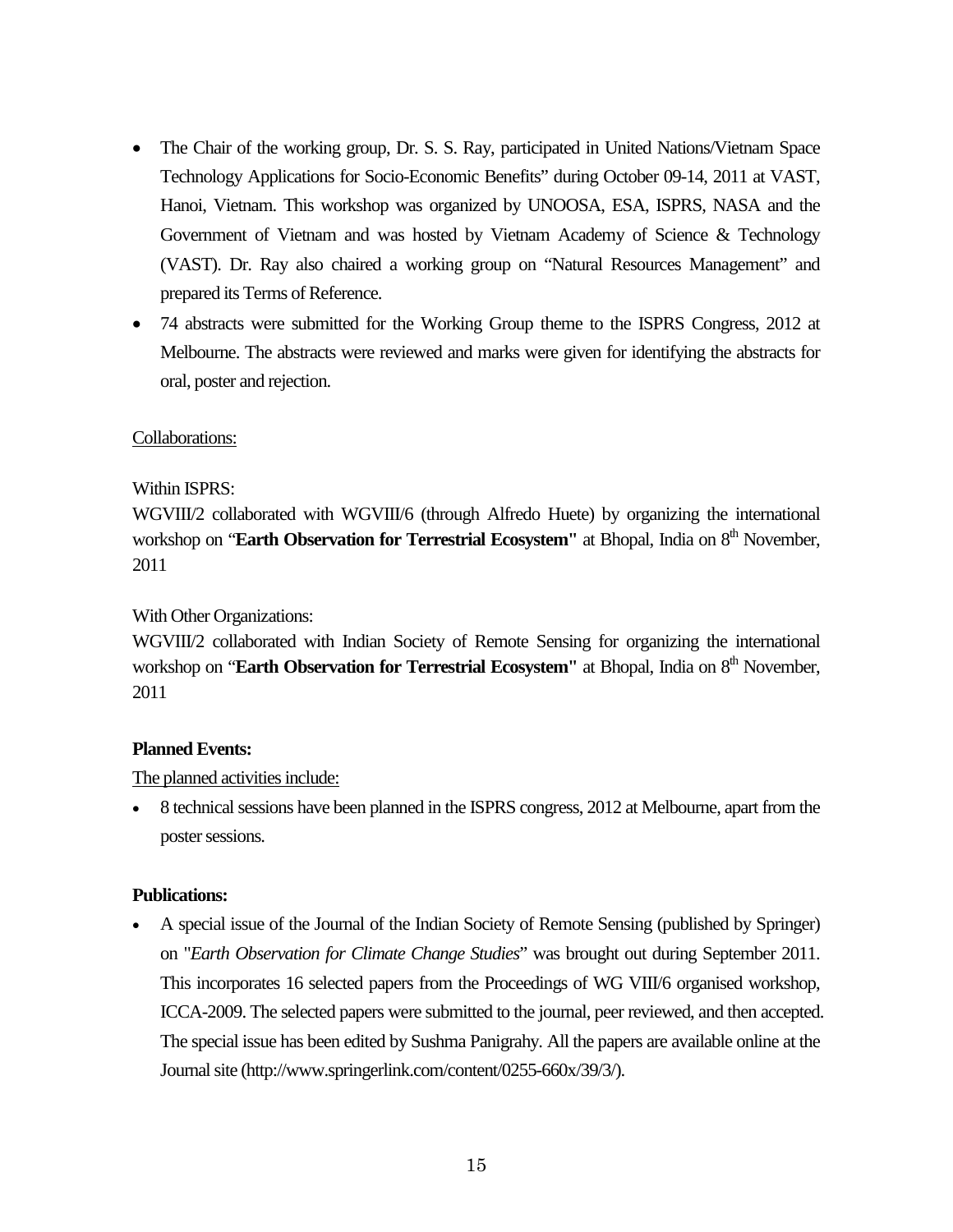- The Chair of the working group, Dr. S. S. Ray, participated in United Nations/Vietnam Space Technology Applications for Socio-Economic Benefits" during October 09-14, 2011 at VAST, Hanoi, Vietnam. This workshop was organized by UNOOSA, ESA, ISPRS, NASA and the Government of Vietnam and was hosted by Vietnam Academy of Science & Technology (VAST). Dr. Ray also chaired a working group on "Natural Resources Management" and prepared its Terms of Reference.
- 74 abstracts were submitted for the Working Group theme to the ISPRS Congress, 2012 at Melbourne. The abstracts were reviewed and marks were given for identifying the abstracts for oral, poster and rejection.

Collaborations:

Within ISPRS:
WGVIII/2 collaborated with WGVIII/6 (through Alfredo Huete) by organizing the international workshop on "**Earth Observation for Terrestrial Ecosystem"** at Bhopal, India on 8th November, 2011

With Other Organizations:
WGVIII/2 collaborated with Indian Society of Remote Sensing for organizing the international workshop on "**Earth Observation for Terrestrial Ecosystem"** at Bhopal, India on 8th November, 2011

**Planned Events:**

The planned activities include:

- 8 technical sessions have been planned in the ISPRS congress, 2012 at Melbourne, apart from the poster sessions.

**Publications:**

- A special issue of the Journal of the Indian Society of Remote Sensing (published by Springer) on "*Earth Observation for Climate Change Studies*" was brought out during September 2011. This incorporates 16 selected papers from the Proceedings of WG VIII/6 organised workshop, ICCA-2009. The selected papers were submitted to the journal, peer reviewed, and then accepted. The special issue has been edited by Sushma Panigrahy. All the papers are available online at the Journal site (http://www.springerlink.com/content/0255-660x/39/3/).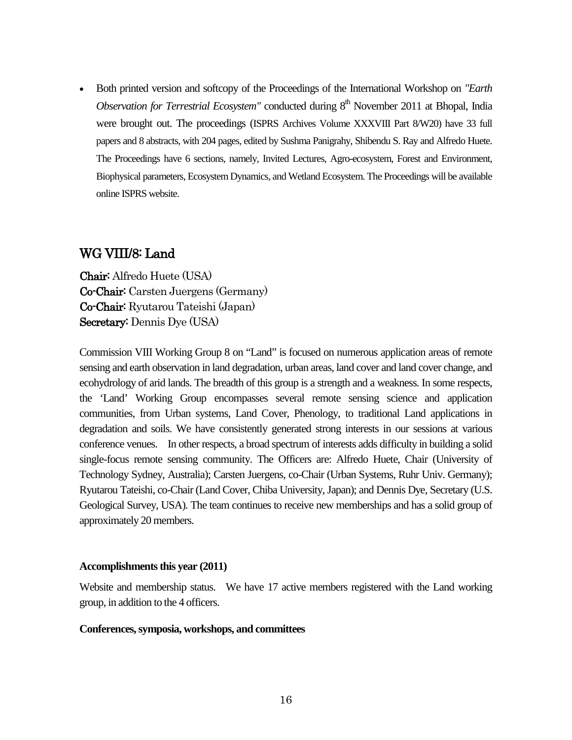- Both printed version and softcopy of the Proceedings of the International Workshop on *"Earth Observation for Terrestrial Ecosystem"* conducted during 8th November 2011 at Bhopal, India were brought out. The proceedings (ISPRS Archives Volume XXXVIII Part 8/W20) have 33 full papers and 8 abstracts, with 204 pages, edited by Sushma Panigrahy, Shibendu S. Ray and Alfredo Huete. The Proceedings have 6 sections, namely, Invited Lectures, Agro-ecosystem, Forest and Environment, Biophysical parameters, Ecosystem Dynamics, and Wetland Ecosystem. The Proceedings will be available online ISPRS website.

## WG VIII/8: Land

**Chair**: Alfredo Huete (USA)
**Co-Chair**: Carsten Juergens (Germany)
**Co-Chair**: Ryutarou Tateishi (Japan)
**Secretary**: Dennis Dye (USA)

Commission VIII Working Group 8 on "Land" is focused on numerous application areas of remote sensing and earth observation in land degradation, urban areas, land cover and land cover change, and ecohydrology of arid lands. The breadth of this group is a strength and a weakness. In some respects, the 'Land' Working Group encompasses several remote sensing science and application communities, from Urban systems, Land Cover, Phenology, to traditional Land applications in degradation and soils. We have consistently generated strong interests in our sessions at various conference venues. In other respects, a broad spectrum of interests adds difficulty in building a solid single-focus remote sensing community. The Officers are: Alfredo Huete, Chair (University of Technology Sydney, Australia); Carsten Juergens, co-Chair (Urban Systems, Ruhr Univ. Germany); Ryutarou Tateishi, co-Chair (Land Cover, Chiba University, Japan); and Dennis Dye, Secretary (U.S. Geological Survey, USA). The team continues to receive new memberships and has a solid group of approximately 20 members.

**Accomplishments this year (2011)**

Website and membership status. We have 17 active members registered with the Land working group, in addition to the 4 officers.

**Conferences, symposia, workshops, and committees**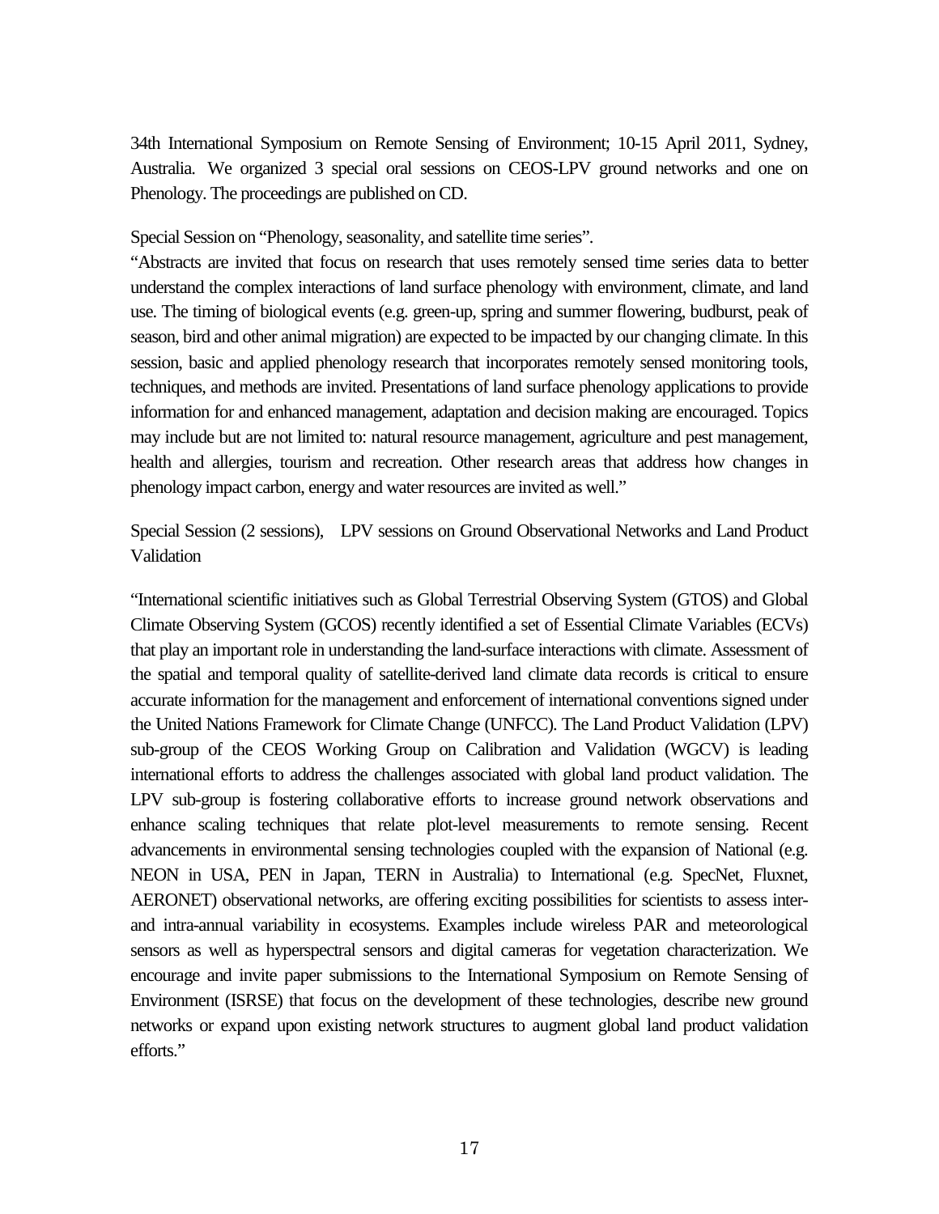34th International Symposium on Remote Sensing of Environment; 10-15 April 2011, Sydney, Australia. We organized 3 special oral sessions on CEOS-LPV ground networks and one on Phenology. The proceedings are published on CD.

Special Session on "Phenology, seasonality, and satellite time series".

"Abstracts are invited that focus on research that uses remotely sensed time series data to better understand the complex interactions of land surface phenology with environment, climate, and land use. The timing of biological events (e.g. green-up, spring and summer flowering, budburst, peak of season, bird and other animal migration) are expected to be impacted by our changing climate. In this session, basic and applied phenology research that incorporates remotely sensed monitoring tools, techniques, and methods are invited. Presentations of land surface phenology applications to provide information for and enhanced management, adaptation and decision making are encouraged. Topics may include but are not limited to: natural resource management, agriculture and pest management, health and allergies, tourism and recreation. Other research areas that address how changes in phenology impact carbon, energy and water resources are invited as well."

Special Session (2 sessions), LPV sessions on Ground Observational Networks and Land Product Validation

"International scientific initiatives such as Global Terrestrial Observing System (GTOS) and Global Climate Observing System (GCOS) recently identified a set of Essential Climate Variables (ECVs) that play an important role in understanding the land-surface interactions with climate. Assessment of the spatial and temporal quality of satellite-derived land climate data records is critical to ensure accurate information for the management and enforcement of international conventions signed under the United Nations Framework for Climate Change (UNFCC). The Land Product Validation (LPV) sub-group of the CEOS Working Group on Calibration and Validation (WGCV) is leading international efforts to address the challenges associated with global land product validation. The LPV sub-group is fostering collaborative efforts to increase ground network observations and enhance scaling techniques that relate plot-level measurements to remote sensing. Recent advancements in environmental sensing technologies coupled with the expansion of National (e.g. NEON in USA, PEN in Japan, TERN in Australia) to International (e.g. SpecNet, Fluxnet, AERONET) observational networks, are offering exciting possibilities for scientists to assess inter- and intra-annual variability in ecosystems. Examples include wireless PAR and meteorological sensors as well as hyperspectral sensors and digital cameras for vegetation characterization. We encourage and invite paper submissions to the International Symposium on Remote Sensing of Environment (ISRSE) that focus on the development of these technologies, describe new ground networks or expand upon existing network structures to augment global land product validation efforts."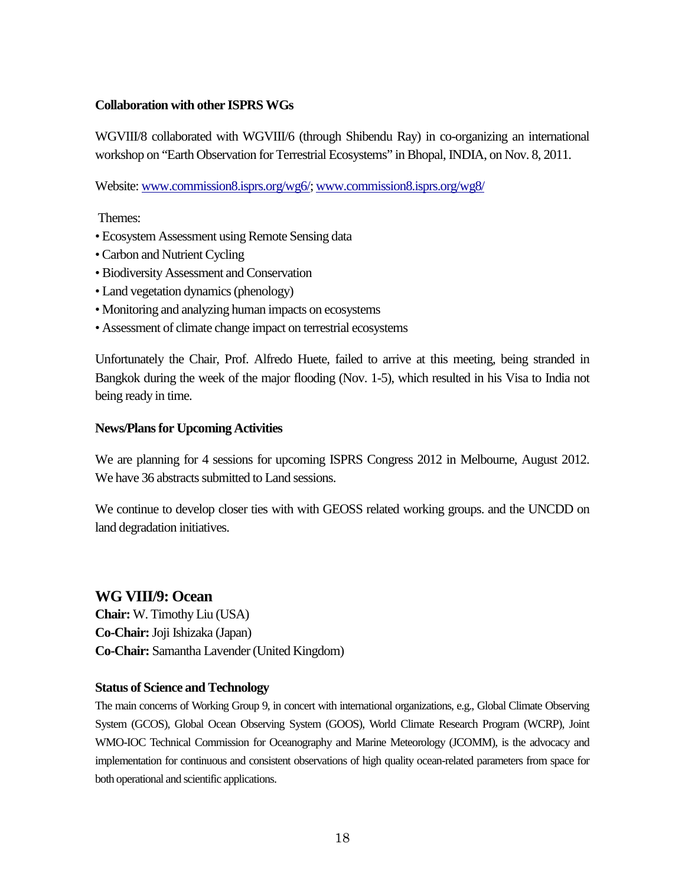**Collaboration with other ISPRS WGs**

WGVIII/8 collaborated with WGVIII/6 (through Shibendu Ray) in co-organizing an international workshop on "Earth Observation for Terrestrial Ecosystems" in Bhopal, INDIA, on Nov. 8, 2011.

Website: [www.commission8.isprs.org/wg6/](www.commission8.isprs.org/wg6/); [www.commission8.isprs.org/wg8/](www.commission8.isprs.org/wg8/)

Themes:

- Ecosystem Assessment using Remote Sensing data
- Carbon and Nutrient Cycling
- Biodiversity Assessment and Conservation
- Land vegetation dynamics (phenology)
- Monitoring and analyzing human impacts on ecosystems
- Assessment of climate change impact on terrestrial ecosystems

Unfortunately the Chair, Prof. Alfredo Huete, failed to arrive at this meeting, being stranded in Bangkok during the week of the major flooding (Nov. 1-5), which resulted in his Visa to India not being ready in time.

**News/Plans for Upcoming Activities**

We are planning for 4 sessions for upcoming ISPRS Congress 2012 in Melbourne, August 2012. We have 36 abstracts submitted to Land sessions.

We continue to develop closer ties with with GEOSS related working groups. and the UNCDD on land degradation initiatives.

## WG VIII/9: Ocean

**Chair:** W. Timothy Liu (USA)
**Co-Chair:** Joji Ishizaka (Japan)
**Co-Chair:** Samantha Lavender (United Kingdom)

**Status of Science and Technology**

The main concerns of Working Group 9, in concert with international organizations, e.g., Global Climate Observing System (GCOS), Global Ocean Observing System (GOOS), World Climate Research Program (WCRP), Joint WMO-IOC Technical Commission for Oceanography and Marine Meteorology (JCOMM), is the advocacy and implementation for continuous and consistent observations of high quality ocean-related parameters from space for both operational and scientific applications.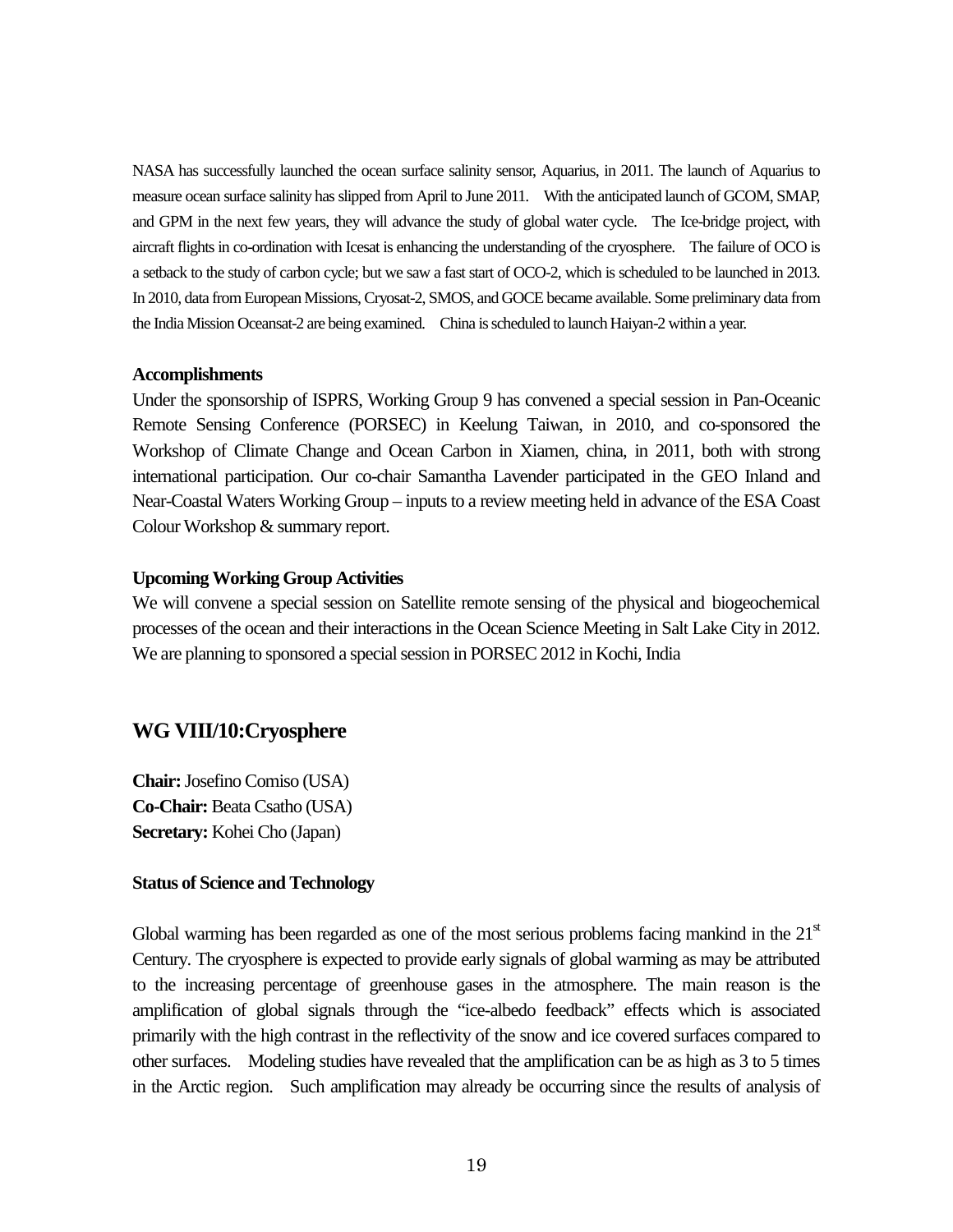NASA has successfully launched the ocean surface salinity sensor, Aquarius, in 2011. The launch of Aquarius to measure ocean surface salinity has slipped from April to June 2011. With the anticipated launch of GCOM, SMAP, and GPM in the next few years, they will advance the study of global water cycle. The Ice-bridge project, with aircraft flights in co-ordination with Icesat is enhancing the understanding of the cryosphere. The failure of OCO is a setback to the study of carbon cycle; but we saw a fast start of OCO-2, which is scheduled to be launched in 2013. In 2010, data from European Missions, Cryosat-2, SMOS, and GOCE became available. Some preliminary data from the India Mission Oceansat-2 are being examined. China is scheduled to launch Haiyan-2 within a year.

**Accomplishments**

Under the sponsorship of ISPRS, Working Group 9 has convened a special session in Pan-Oceanic Remote Sensing Conference (PORSEC) in Keelung Taiwan, in 2010, and co-sponsored the Workshop of Climate Change and Ocean Carbon in Xiamen, china, in 2011, both with strong international participation. Our co-chair Samantha Lavender participated in the GEO Inland and Near-Coastal Waters Working Group – inputs to a review meeting held in advance of the ESA Coast Colour Workshop & summary report.

**Upcoming Working Group Activities**

We will convene a special session on Satellite remote sensing of the physical and biogeochemical processes of the ocean and their interactions in the Ocean Science Meeting in Salt Lake City in 2012. We are planning to sponsored a special session in PORSEC 2012 in Kochi, India

## WG VIII/10:Cryosphere

**Chair:** Josefino Comiso (USA)
**Co-Chair:** Beata Csatho (USA)
**Secretary:** Kohei Cho (Japan)

**Status of Science and Technology**

Global warming has been regarded as one of the most serious problems facing mankind in the 21st Century. The cryosphere is expected to provide early signals of global warming as may be attributed to the increasing percentage of greenhouse gases in the atmosphere. The main reason is the amplification of global signals through the "ice-albedo feedback" effects which is associated primarily with the high contrast in the reflectivity of the snow and ice covered surfaces compared to other surfaces. Modeling studies have revealed that the amplification can be as high as 3 to 5 times in the Arctic region. Such amplification may already be occurring since the results of analysis of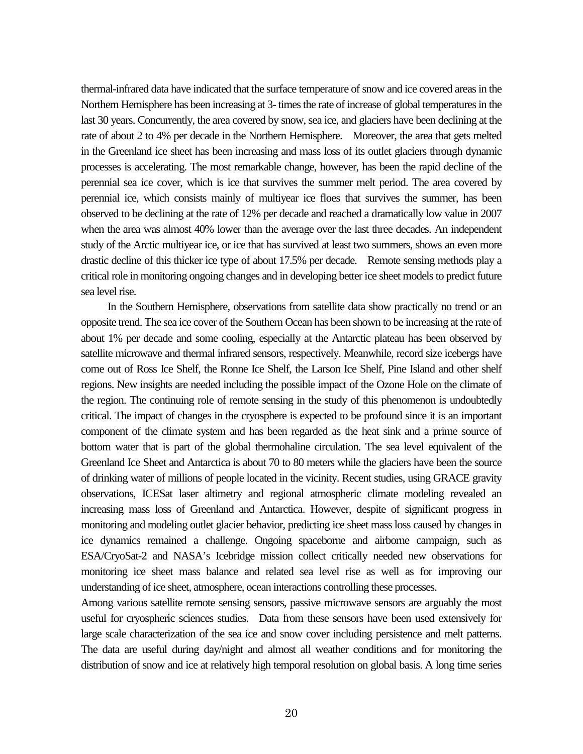thermal-infrared data have indicated that the surface temperature of snow and ice covered areas in the Northern Hemisphere has been increasing at 3- times the rate of increase of global temperatures in the last 30 years. Concurrently, the area covered by snow, sea ice, and glaciers have been declining at the rate of about 2 to 4% per decade in the Northern Hemisphere. Moreover, the area that gets melted in the Greenland ice sheet has been increasing and mass loss of its outlet glaciers through dynamic processes is accelerating. The most remarkable change, however, has been the rapid decline of the perennial sea ice cover, which is ice that survives the summer melt period. The area covered by perennial ice, which consists mainly of multiyear ice floes that survives the summer, has been observed to be declining at the rate of 12% per decade and reached a dramatically low value in 2007 when the area was almost 40% lower than the average over the last three decades. An independent study of the Arctic multiyear ice, or ice that has survived at least two summers, shows an even more drastic decline of this thicker ice type of about 17.5% per decade. Remote sensing methods play a critical role in monitoring ongoing changes and in developing better ice sheet models to predict future sea level rise.

In the Southern Hemisphere, observations from satellite data show practically no trend or an opposite trend. The sea ice cover of the Southern Ocean has been shown to be increasing at the rate of about 1% per decade and some cooling, especially at the Antarctic plateau has been observed by satellite microwave and thermal infrared sensors, respectively. Meanwhile, record size icebergs have come out of Ross Ice Shelf, the Ronne Ice Shelf, the Larson Ice Shelf, Pine Island and other shelf regions. New insights are needed including the possible impact of the Ozone Hole on the climate of the region. The continuing role of remote sensing in the study of this phenomenon is undoubtedly critical. The impact of changes in the cryosphere is expected to be profound since it is an important component of the climate system and has been regarded as the heat sink and a prime source of bottom water that is part of the global thermohaline circulation. The sea level equivalent of the Greenland Ice Sheet and Antarctica is about 70 to 80 meters while the glaciers have been the source of drinking water of millions of people located in the vicinity. Recent studies, using GRACE gravity observations, ICESat laser altimetry and regional atmospheric climate modeling revealed an increasing mass loss of Greenland and Antarctica. However, despite of significant progress in monitoring and modeling outlet glacier behavior, predicting ice sheet mass loss caused by changes in ice dynamics remained a challenge. Ongoing spaceborne and airborne campaign, such as ESA/CryoSat-2 and NASA's Icebridge mission collect critically needed new observations for monitoring ice sheet mass balance and related sea level rise as well as for improving our understanding of ice sheet, atmosphere, ocean interactions controlling these processes.

Among various satellite remote sensing sensors, passive microwave sensors are arguably the most useful for cryospheric sciences studies. Data from these sensors have been used extensively for large scale characterization of the sea ice and snow cover including persistence and melt patterns. The data are useful during day/night and almost all weather conditions and for monitoring the distribution of snow and ice at relatively high temporal resolution on global basis. A long time series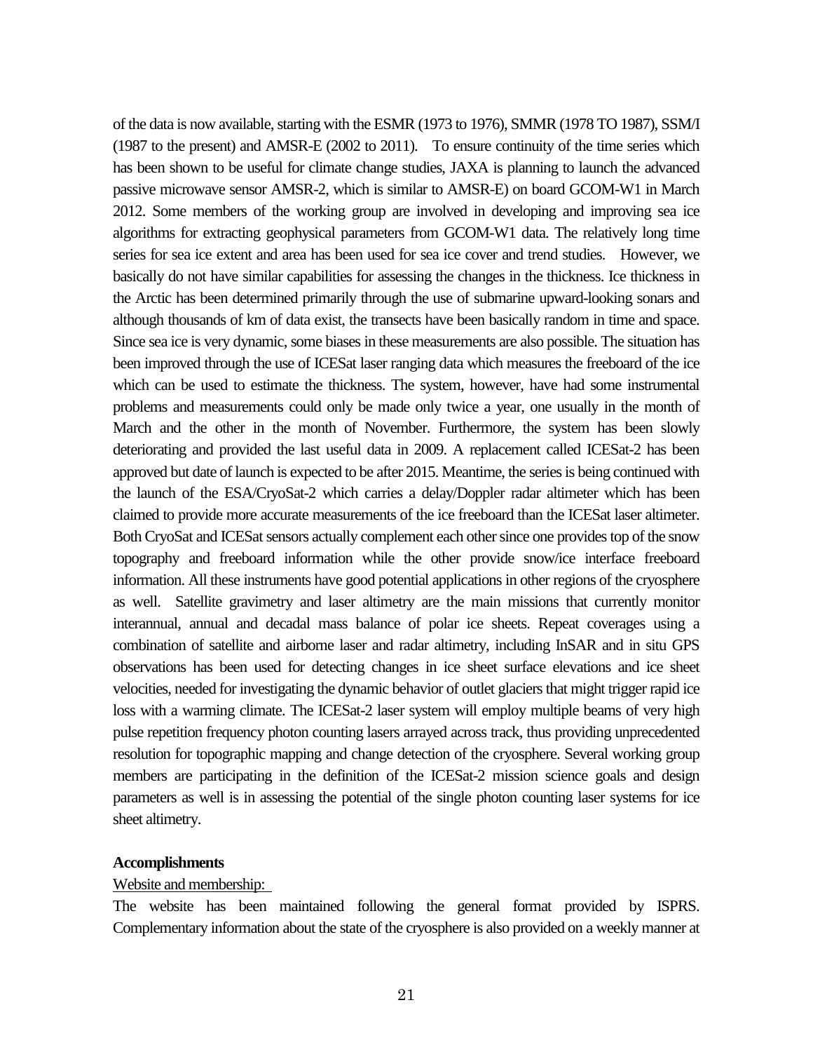of the data is now available, starting with the ESMR (1973 to 1976), SMMR (1978 TO 1987), SSM/I (1987 to the present) and AMSR-E (2002 to 2011). To ensure continuity of the time series which has been shown to be useful for climate change studies, JAXA is planning to launch the advanced passive microwave sensor AMSR-2, which is similar to AMSR-E) on board GCOM-W1 in March 2012. Some members of the working group are involved in developing and improving sea ice algorithms for extracting geophysical parameters from GCOM-W1 data. The relatively long time series for sea ice extent and area has been used for sea ice cover and trend studies. However, we basically do not have similar capabilities for assessing the changes in the thickness. Ice thickness in the Arctic has been determined primarily through the use of submarine upward-looking sonars and although thousands of km of data exist, the transects have been basically random in time and space. Since sea ice is very dynamic, some biases in these measurements are also possible. The situation has been improved through the use of ICESat laser ranging data which measures the freeboard of the ice which can be used to estimate the thickness. The system, however, have had some instrumental problems and measurements could only be made only twice a year, one usually in the month of March and the other in the month of November. Furthermore, the system has been slowly deteriorating and provided the last useful data in 2009. A replacement called ICESat-2 has been approved but date of launch is expected to be after 2015. Meantime, the series is being continued with the launch of the ESA/CryoSat-2 which carries a delay/Doppler radar altimeter which has been claimed to provide more accurate measurements of the ice freeboard than the ICESat laser altimeter. Both CryoSat and ICESat sensors actually complement each other since one provides top of the snow topography and freeboard information while the other provide snow/ice interface freeboard information. All these instruments have good potential applications in other regions of the cryosphere as well. Satellite gravimetry and laser altimetry are the main missions that currently monitor interannual, annual and decadal mass balance of polar ice sheets. Repeat coverages using a combination of satellite and airborne laser and radar altimetry, including InSAR and in situ GPS observations has been used for detecting changes in ice sheet surface elevations and ice sheet velocities, needed for investigating the dynamic behavior of outlet glaciers that might trigger rapid ice loss with a warming climate. The ICESat-2 laser system will employ multiple beams of very high pulse repetition frequency photon counting lasers arrayed across track, thus providing unprecedented resolution for topographic mapping and change detection of the cryosphere. Several working group members are participating in the definition of the ICESat-2 mission science goals and design parameters as well is in assessing the potential of the single photon counting laser systems for ice sheet altimetry.

**Accomplishments**

Website and membership:

The website has been maintained following the general format provided by ISPRS. Complementary information about the state of the cryosphere is also provided on a weekly manner at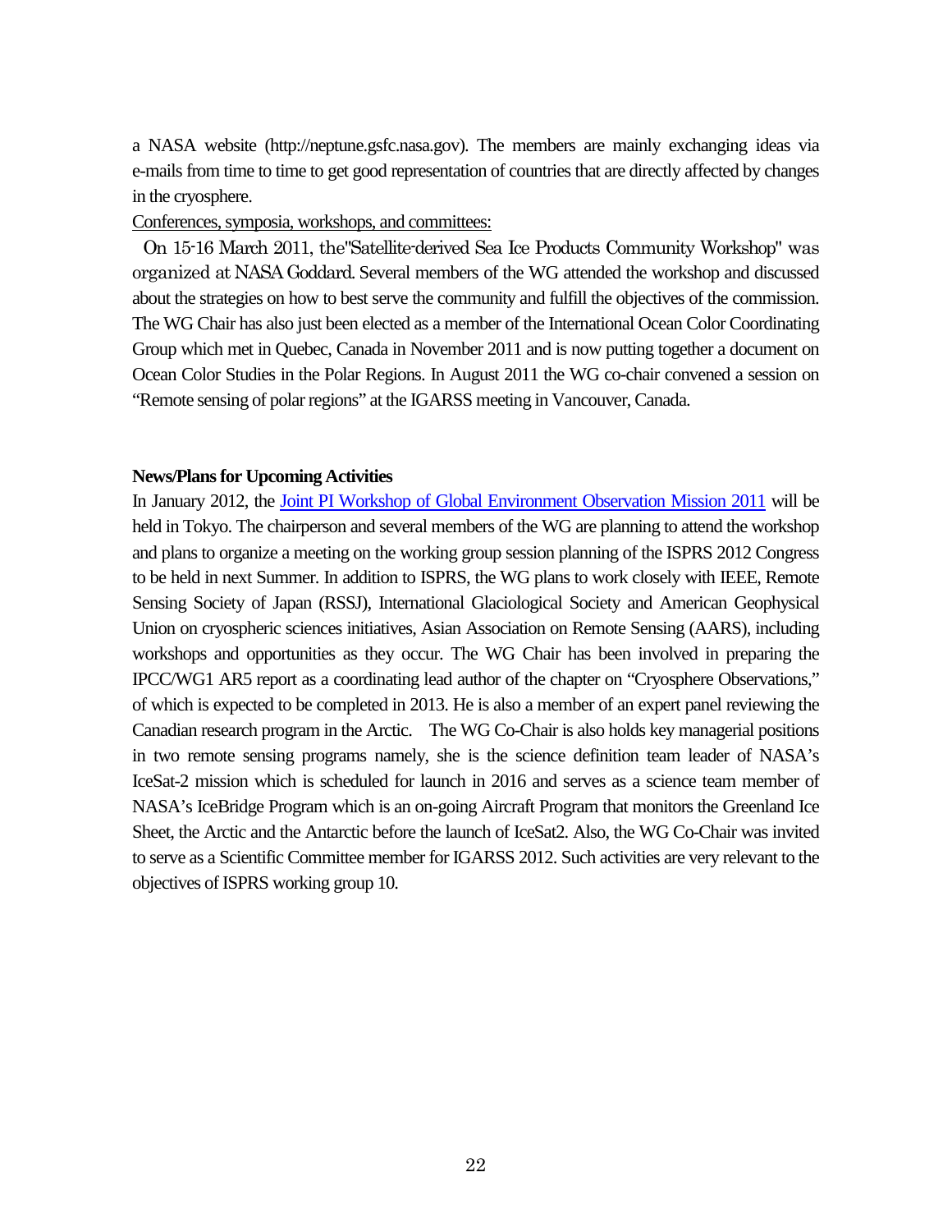a NASA website (http://neptune.gsfc.nasa.gov). The members are mainly exchanging ideas via e-mails from time to time to get good representation of countries that are directly affected by changes in the cryosphere.

Conferences, symposia, workshops, and committees:

On 15-16 March 2011, the"Satellite-derived Sea Ice Products Community Workshop" was organized at NASA Goddard. Several members of the WG attended the workshop and discussed about the strategies on how to best serve the community and fulfill the objectives of the commission. The WG Chair has also just been elected as a member of the International Ocean Color Coordinating Group which met in Quebec, Canada in November 2011 and is now putting together a document on Ocean Color Studies in the Polar Regions. In August 2011 the WG co-chair convened a session on "Remote sensing of polar regions" at the IGARSS meeting in Vancouver, Canada.

**News/Plans for Upcoming Activities**

In January 2012, the Joint PI Workshop of Global Environment Observation Mission 2011 will be held in Tokyo. The chairperson and several members of the WG are planning to attend the workshop and plans to organize a meeting on the working group session planning of the ISPRS 2012 Congress to be held in next Summer. In addition to ISPRS, the WG plans to work closely with IEEE, Remote Sensing Society of Japan (RSSJ), International Glaciological Society and American Geophysical Union on cryospheric sciences initiatives, Asian Association on Remote Sensing (AARS), including workshops and opportunities as they occur. The WG Chair has been involved in preparing the IPCC/WG1 AR5 report as a coordinating lead author of the chapter on "Cryosphere Observations," of which is expected to be completed in 2013. He is also a member of an expert panel reviewing the Canadian research program in the Arctic. The WG Co-Chair is also holds key managerial positions in two remote sensing programs namely, she is the science definition team leader of NASA's IceSat-2 mission which is scheduled for launch in 2016 and serves as a science team member of NASA's IceBridge Program which is an on-going Aircraft Program that monitors the Greenland Ice Sheet, the Arctic and the Antarctic before the launch of IceSat2. Also, the WG Co-Chair was invited to serve as a Scientific Committee member for IGARSS 2012. Such activities are very relevant to the objectives of ISPRS working group 10.